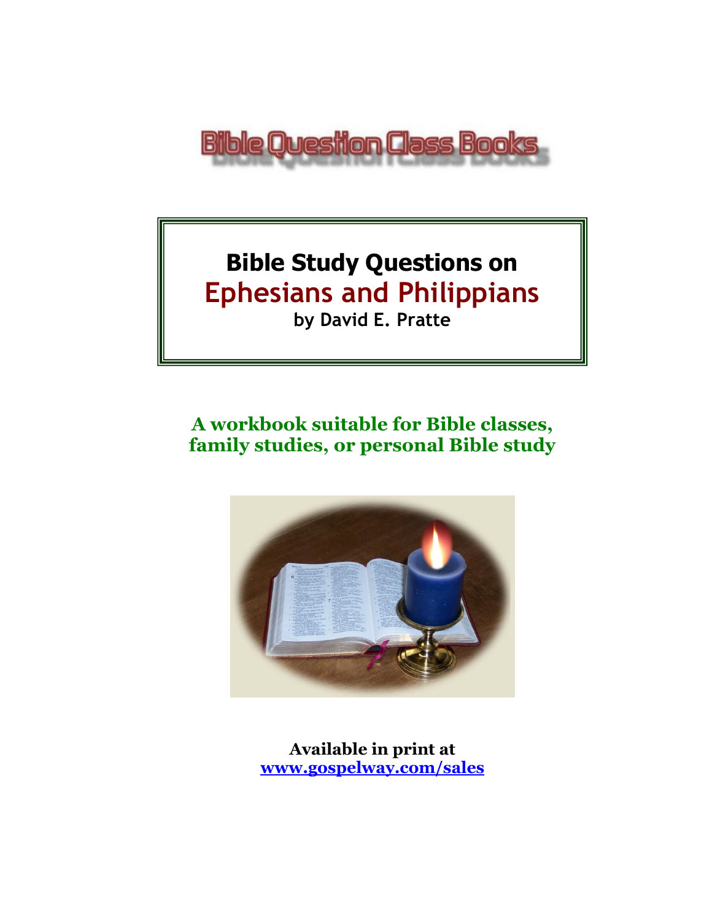Bible Question Class Books

# Bible Study Questions on
# Ephesians and Philippians
**by David E. Pratte**

**A workbook suitable for Bible classes, family studies, or personal Bible study**

**Available in print at**
**www.gospelway.com/sales**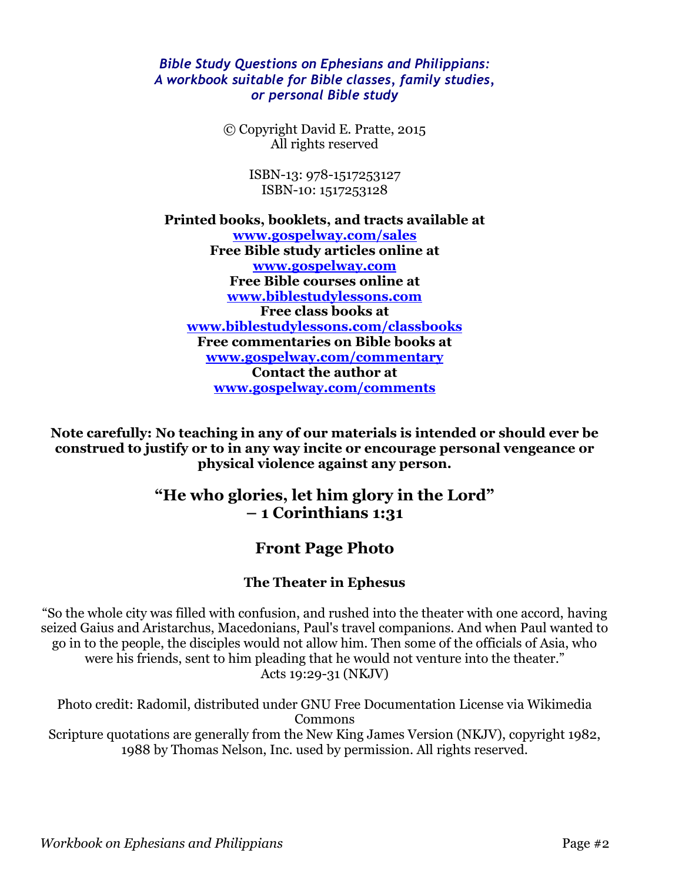*Bible Study Questions on Ephesians and Philippians: A workbook suitable for Bible classes, family studies, or personal Bible study*

© Copyright David E. Pratte, 2015
All rights reserved

ISBN-13: 978-1517253127
ISBN-10: 1517253128

**Printed books, booklets, and tracts available at**
**www.gospelway.com/sales**
**Free Bible study articles online at**
**www.gospelway.com**
**Free Bible courses online at**
**www.biblestudylessons.com**
**Free class books at**
**www.biblestudylessons.com/classbooks**
**Free commentaries on Bible books at**
**www.gospelway.com/commentary**
**Contact the author at**
**www.gospelway.com/comments**

**Note carefully: No teaching in any of our materials is intended or should ever be construed to justify or to in any way incite or encourage personal vengeance or physical violence against any person.**

## "He who glories, let him glory in the Lord" – 1 Corinthians 1:31

## Front Page Photo

### The Theater in Ephesus

"So the whole city was filled with confusion, and rushed into the theater with one accord, having seized Gaius and Aristarchus, Macedonians, Paul's travel companions. And when Paul wanted to go in to the people, the disciples would not allow him. Then some of the officials of Asia, who were his friends, sent to him pleading that he would not venture into the theater."
Acts 19:29-31 (NKJV)

Photo credit: Radomil, distributed under GNU Free Documentation License via Wikimedia Commons
Scripture quotations are generally from the New King James Version (NKJV), copyright 1982, 1988 by Thomas Nelson, Inc. used by permission. All rights reserved.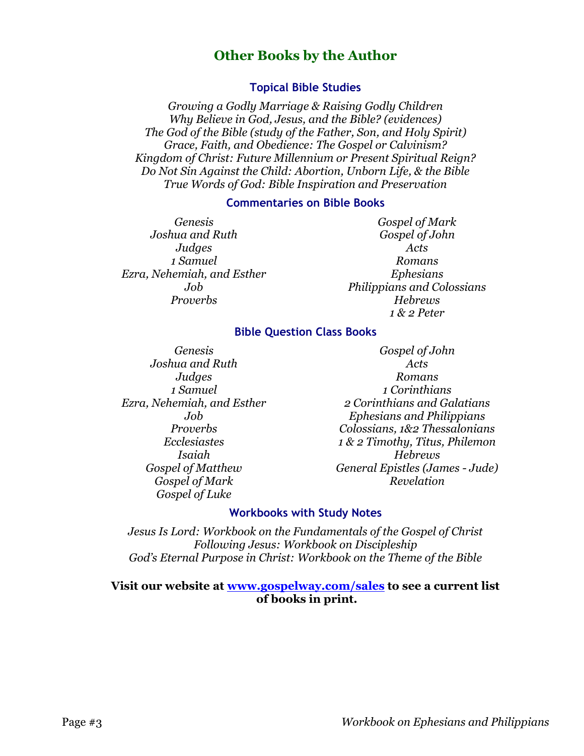## Other Books by the Author

### Topical Bible Studies

*Growing a Godly Marriage & Raising Godly Children*
*Why Believe in God, Jesus, and the Bible? (evidences)*
*The God of the Bible (study of the Father, Son, and Holy Spirit)*
*Grace, Faith, and Obedience: The Gospel or Calvinism?*
*Kingdom of Christ: Future Millennium or Present Spiritual Reign?*
*Do Not Sin Against the Child: Abortion, Unborn Life, & the Bible*
*True Words of God: Bible Inspiration and Preservation*

### Commentaries on Bible Books

*Genesis*
*Joshua and Ruth*
*Judges*
*1 Samuel*
*Ezra, Nehemiah, and Esther*
*Job*
*Proverbs*
*Gospel of Mark*
*Gospel of John*
*Acts*
*Romans*
*Ephesians*
*Philippians and Colossians*
*Hebrews*
*1 & 2 Peter*

### Bible Question Class Books

*Genesis*
*Joshua and Ruth*
*Judges*
*1 Samuel*
*Ezra, Nehemiah, and Esther*
*Job*
*Proverbs*
*Ecclesiastes*
*Isaiah*
*Gospel of Matthew*
*Gospel of Mark*
*Gospel of Luke*
*Gospel of John*
*Acts*
*Romans*
*1 Corinthians*
*2 Corinthians and Galatians*
*Ephesians and Philippians*
*Colossians, 1&2 Thessalonians*
*1 & 2 Timothy, Titus, Philemon*
*Hebrews*
*General Epistles (James - Jude)*
*Revelation*

### Workbooks with Study Notes

*Jesus Is Lord: Workbook on the Fundamentals of the Gospel of Christ*
*Following Jesus: Workbook on Discipleship*
*God's Eternal Purpose in Christ: Workbook on the Theme of the Bible*

**Visit our website at [www.gospelway.com/sales](http://www.gospelway.com/sales) to see a current list of books in print.**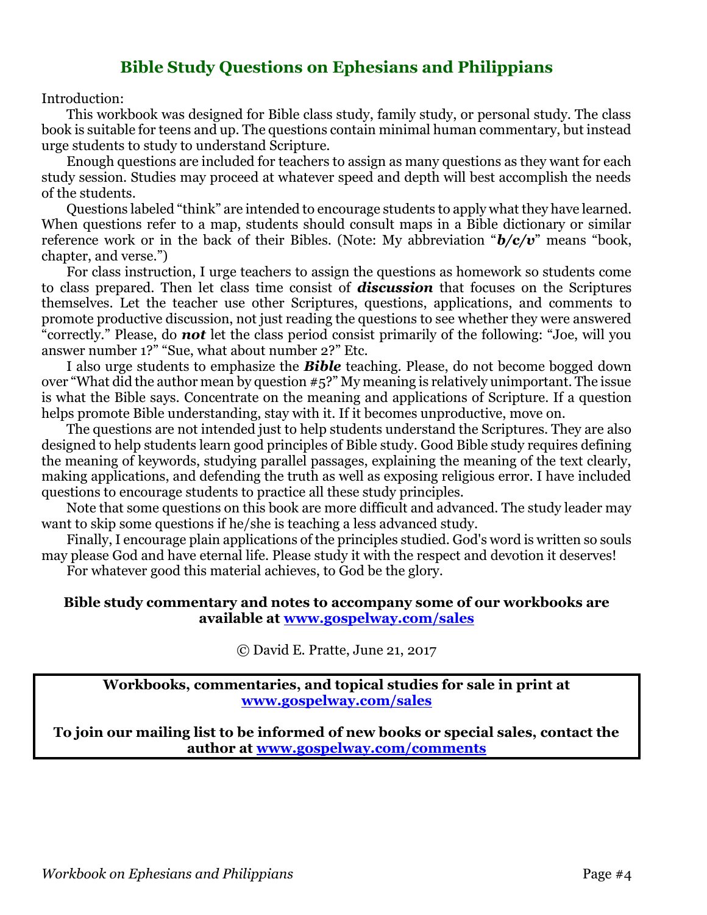## Bible Study Questions on Ephesians and Philippians

Introduction:

This workbook was designed for Bible class study, family study, or personal study. The class book is suitable for teens and up. The questions contain minimal human commentary, but instead urge students to study to understand Scripture.

Enough questions are included for teachers to assign as many questions as they want for each study session. Studies may proceed at whatever speed and depth will best accomplish the needs of the students.

Questions labeled "think" are intended to encourage students to apply what they have learned. When questions refer to a map, students should consult maps in a Bible dictionary or similar reference work or in the back of their Bibles. (Note: My abbreviation "***b/c/v***" means "book, chapter, and verse.")

For class instruction, I urge teachers to assign the questions as homework so students come to class prepared. Then let class time consist of ***discussion*** that focuses on the Scriptures themselves. Let the teacher use other Scriptures, questions, applications, and comments to promote productive discussion, not just reading the questions to see whether they were answered "correctly." Please, do ***not*** let the class period consist primarily of the following: "Joe, will you answer number 1?" "Sue, what about number 2?" Etc.

I also urge students to emphasize the ***Bible*** teaching. Please, do not become bogged down over "What did the author mean by question #5?" My meaning is relatively unimportant. The issue is what the Bible says. Concentrate on the meaning and applications of Scripture. If a question helps promote Bible understanding, stay with it. If it becomes unproductive, move on.

The questions are not intended just to help students understand the Scriptures. They are also designed to help students learn good principles of Bible study. Good Bible study requires defining the meaning of keywords, studying parallel passages, explaining the meaning of the text clearly, making applications, and defending the truth as well as exposing religious error. I have included questions to encourage students to practice all these study principles.

Note that some questions on this book are more difficult and advanced. The study leader may want to skip some questions if he/she is teaching a less advanced study.

Finally, I encourage plain applications of the principles studied. God's word is written so souls may please God and have eternal life. Please study it with the respect and devotion it deserves!

For whatever good this material achieves, to God be the glory.

**Bible study commentary and notes to accompany some of our workbooks are available at [www.gospelway.com/sales](www.gospelway.com/sales)**

© David E. Pratte, June 21, 2017

**Workbooks, commentaries, and topical studies for sale in print at [www.gospelway.com/sales](www.gospelway.com/sales)**

**To join our mailing list to be informed of new books or special sales, contact the author at [www.gospelway.com/comments](www.gospelway.com/comments)**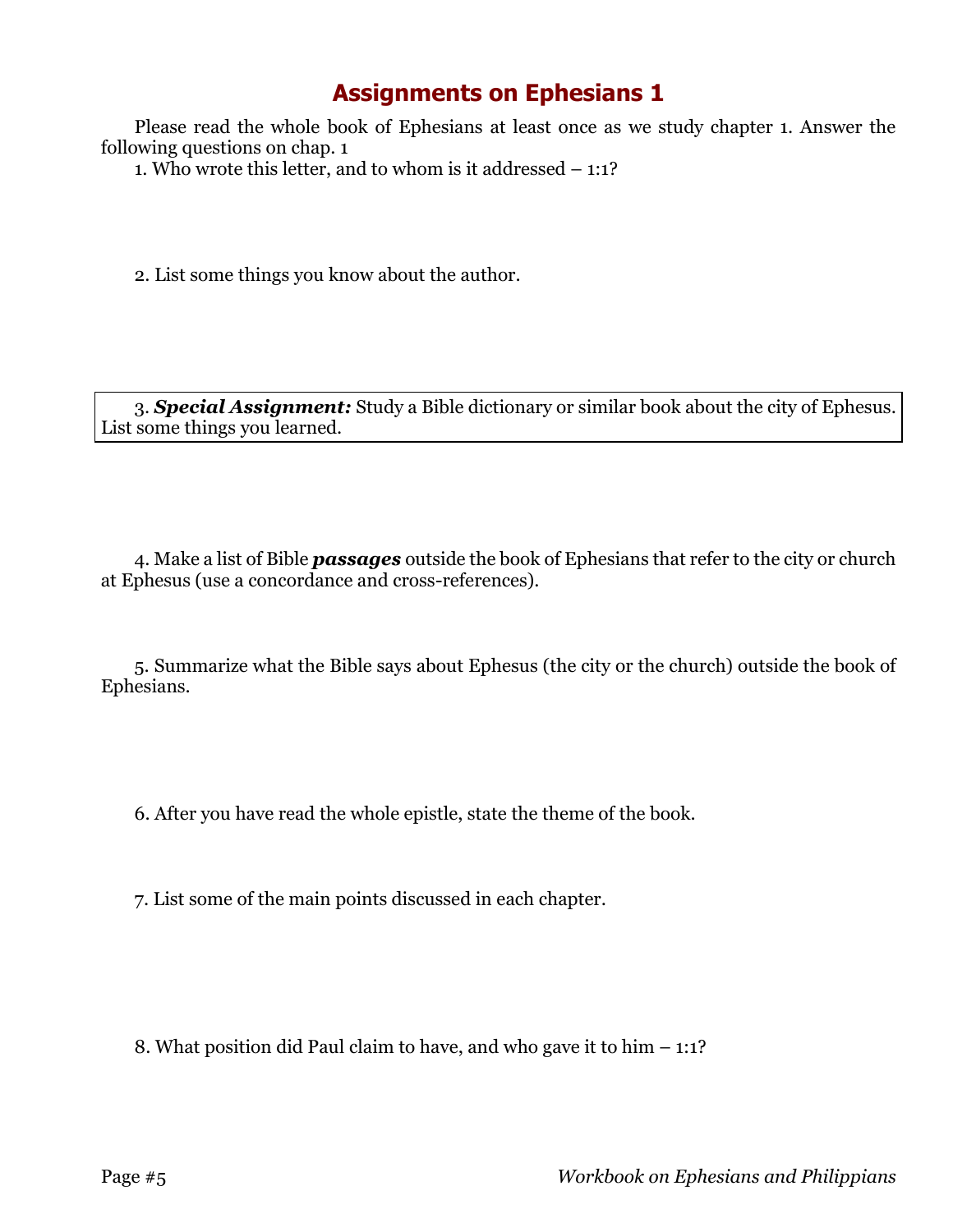# Assignments on Ephesians 1

Please read the whole book of Ephesians at least once as we study chapter 1. Answer the following questions on chap. 1

1. Who wrote this letter, and to whom is it addressed – 1:1?

2. List some things you know about the author.

3. ***Special Assignment:*** Study a Bible dictionary or similar book about the city of Ephesus. List some things you learned.

4. Make a list of Bible ***passages*** outside the book of Ephesians that refer to the city or church at Ephesus (use a concordance and cross-references).

5. Summarize what the Bible says about Ephesus (the city or the church) outside the book of Ephesians.

6. After you have read the whole epistle, state the theme of the book.

7. List some of the main points discussed in each chapter.

8. What position did Paul claim to have, and who gave it to him – 1:1?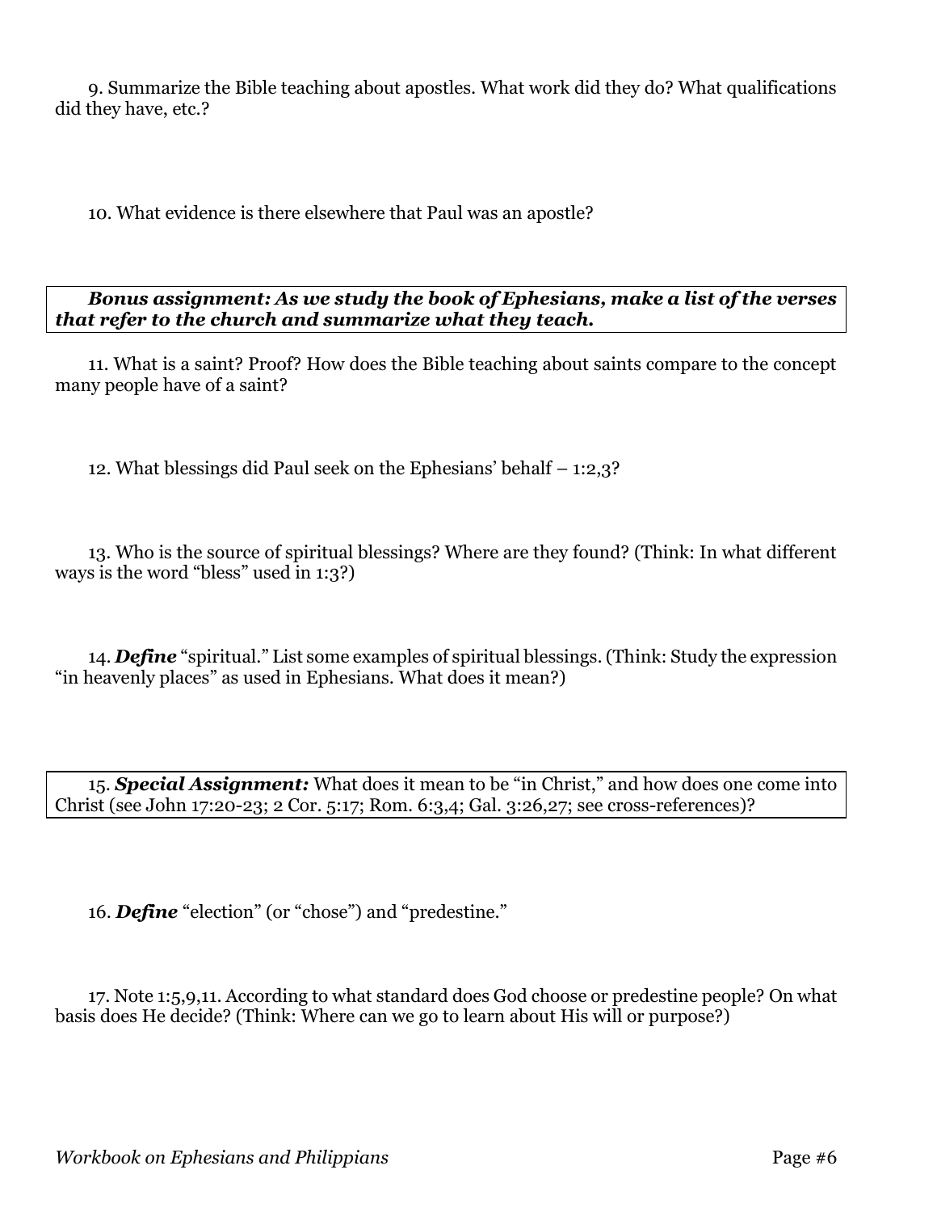9. Summarize the Bible teaching about apostles. What work did they do? What qualifications did they have, etc.?

10. What evidence is there elsewhere that Paul was an apostle?

***Bonus assignment: As we study the book of Ephesians, make a list of the verses that refer to the church and summarize what they teach.***

11. What is a saint? Proof? How does the Bible teaching about saints compare to the concept many people have of a saint?

12. What blessings did Paul seek on the Ephesians' behalf – 1:2,3?

13. Who is the source of spiritual blessings? Where are they found? (Think: In what different ways is the word "bless" used in 1:3?)

14. ***Define*** "spiritual." List some examples of spiritual blessings. (Think: Study the expression "in heavenly places" as used in Ephesians. What does it mean?)

15. ***Special Assignment:*** What does it mean to be "in Christ," and how does one come into Christ (see John 17:20-23; 2 Cor. 5:17; Rom. 6:3,4; Gal. 3:26,27; see cross-references)?

16. ***Define*** "election" (or "chose") and "predestine."

17. Note 1:5,9,11. According to what standard does God choose or predestine people? On what basis does He decide? (Think: Where can we go to learn about His will or purpose?)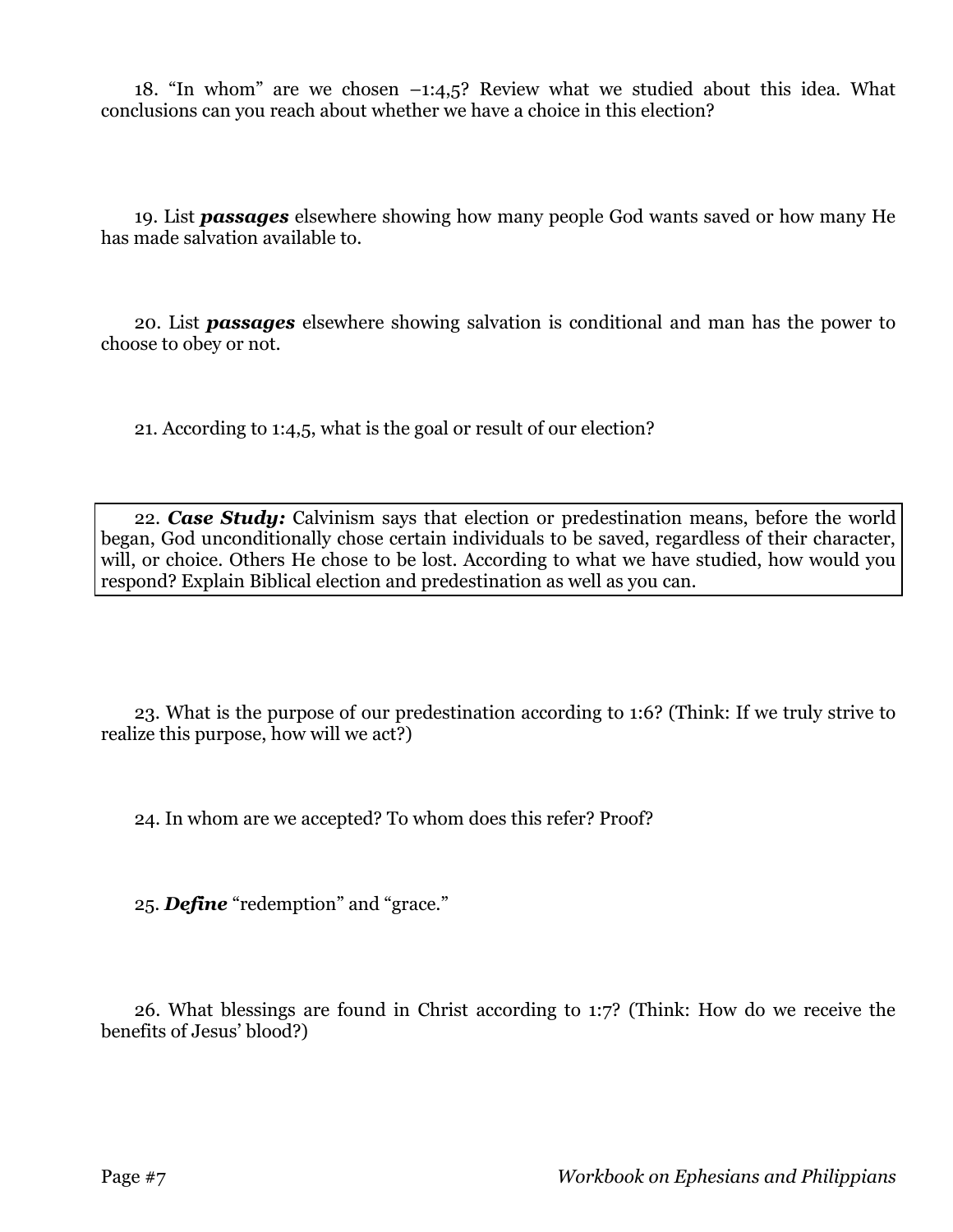18. "In whom" are we chosen –1:4,5? Review what we studied about this idea. What conclusions can you reach about whether we have a choice in this election?

19. List ***passages*** elsewhere showing how many people God wants saved or how many He has made salvation available to.

20. List ***passages*** elsewhere showing salvation is conditional and man has the power to choose to obey or not.

21. According to 1:4,5, what is the goal or result of our election?

22. ***Case Study:*** Calvinism says that election or predestination means, before the world began, God unconditionally chose certain individuals to be saved, regardless of their character, will, or choice. Others He chose to be lost. According to what we have studied, how would you respond? Explain Biblical election and predestination as well as you can.

23. What is the purpose of our predestination according to 1:6? (Think: If we truly strive to realize this purpose, how will we act?)

24. In whom are we accepted? To whom does this refer? Proof?

25. ***Define*** "redemption" and "grace."

26. What blessings are found in Christ according to 1:7? (Think: How do we receive the benefits of Jesus' blood?)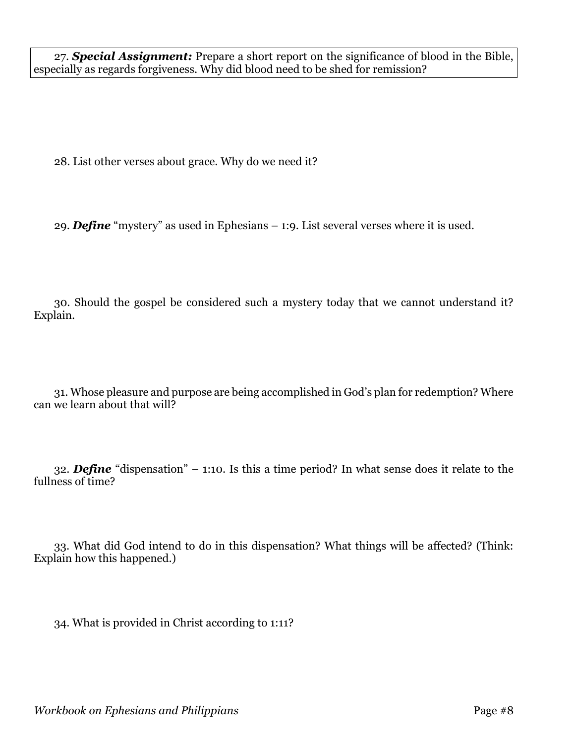27. ***Special Assignment:*** Prepare a short report on the significance of blood in the Bible, especially as regards forgiveness. Why did blood need to be shed for remission?

28. List other verses about grace. Why do we need it?

29. ***Define*** "mystery" as used in Ephesians – 1:9. List several verses where it is used.

30. Should the gospel be considered such a mystery today that we cannot understand it? Explain.

31. Whose pleasure and purpose are being accomplished in God's plan for redemption? Where can we learn about that will?

32. ***Define*** "dispensation" – 1:10. Is this a time period? In what sense does it relate to the fullness of time?

33. What did God intend to do in this dispensation? What things will be affected? (Think: Explain how this happened.)

34. What is provided in Christ according to 1:11?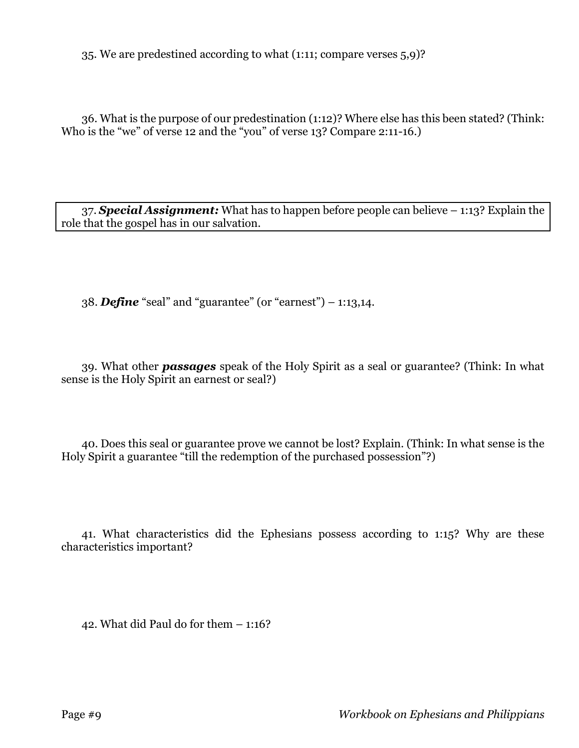35. We are predestined according to what (1:11; compare verses 5,9)?

36. What is the purpose of our predestination (1:12)? Where else has this been stated? (Think: Who is the "we" of verse 12 and the "you" of verse 13? Compare 2:11-16.)

37. ***Special Assignment:*** What has to happen before people can believe – 1:13? Explain the role that the gospel has in our salvation.

38. ***Define*** "seal" and "guarantee" (or "earnest") – 1:13,14.

39. What other ***passages*** speak of the Holy Spirit as a seal or guarantee? (Think: In what sense is the Holy Spirit an earnest or seal?)

40. Does this seal or guarantee prove we cannot be lost? Explain. (Think: In what sense is the Holy Spirit a guarantee "till the redemption of the purchased possession"?)

41. What characteristics did the Ephesians possess according to 1:15? Why are these characteristics important?

42. What did Paul do for them – 1:16?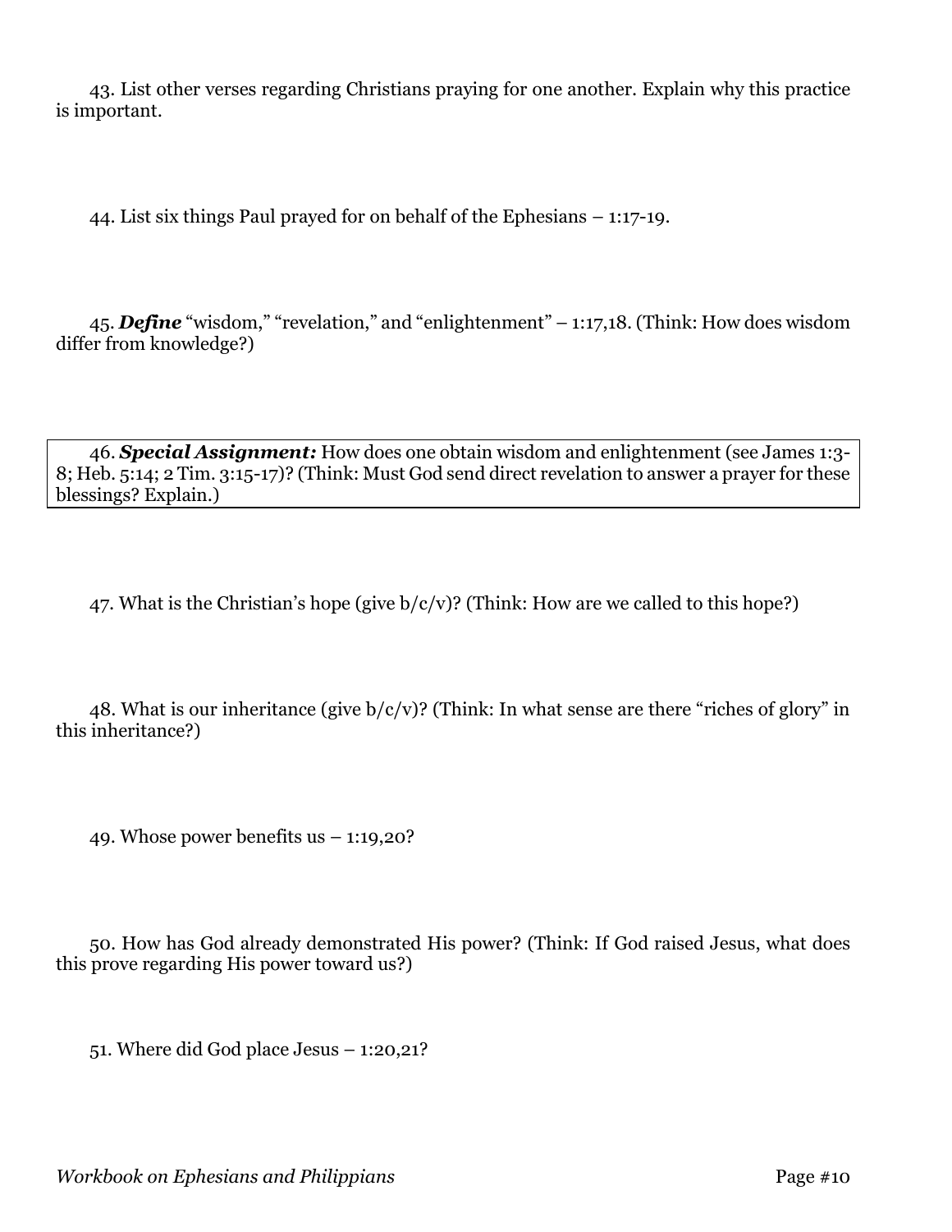43. List other verses regarding Christians praying for one another. Explain why this practice is important.

44. List six things Paul prayed for on behalf of the Ephesians – 1:17-19.

45. ***Define*** "wisdom," "revelation," and "enlightenment" – 1:17,18. (Think: How does wisdom differ from knowledge?)

46. ***Special Assignment:*** How does one obtain wisdom and enlightenment (see James 1:3-8; Heb. 5:14; 2 Tim. 3:15-17)? (Think: Must God send direct revelation to answer a prayer for these blessings? Explain.)

47. What is the Christian's hope (give b/c/v)? (Think: How are we called to this hope?)

48. What is our inheritance (give b/c/v)? (Think: In what sense are there "riches of glory" in this inheritance?)

49. Whose power benefits us – 1:19,20?

50. How has God already demonstrated His power? (Think: If God raised Jesus, what does this prove regarding His power toward us?)

51. Where did God place Jesus – 1:20,21?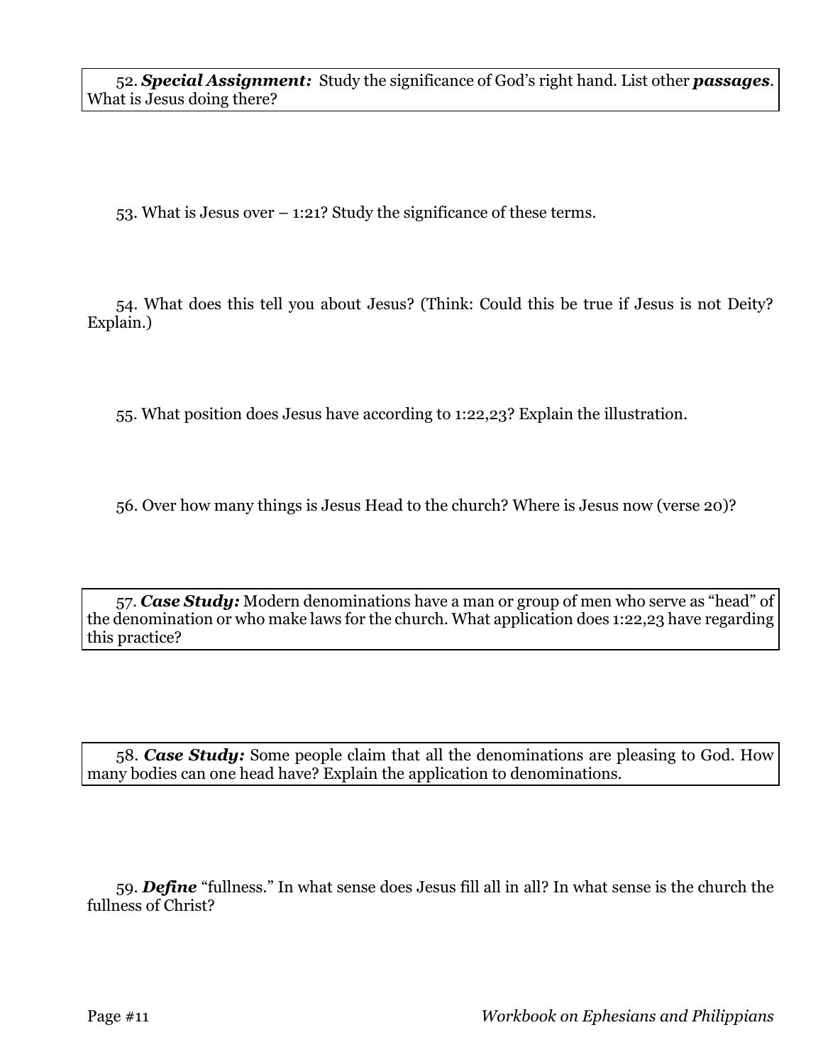52. ***Special Assignment:*** Study the significance of God's right hand. List other ***passages***. What is Jesus doing there?

53. What is Jesus over – 1:21? Study the significance of these terms.

54. What does this tell you about Jesus? (Think: Could this be true if Jesus is not Deity? Explain.)

55. What position does Jesus have according to 1:22,23? Explain the illustration.

56. Over how many things is Jesus Head to the church? Where is Jesus now (verse 20)?

57. ***Case Study:*** Modern denominations have a man or group of men who serve as "head" of the denomination or who make laws for the church. What application does 1:22,23 have regarding this practice?

58. ***Case Study:*** Some people claim that all the denominations are pleasing to God. How many bodies can one head have? Explain the application to denominations.

59. ***Define*** "fullness." In what sense does Jesus fill all in all? In what sense is the church the fullness of Christ?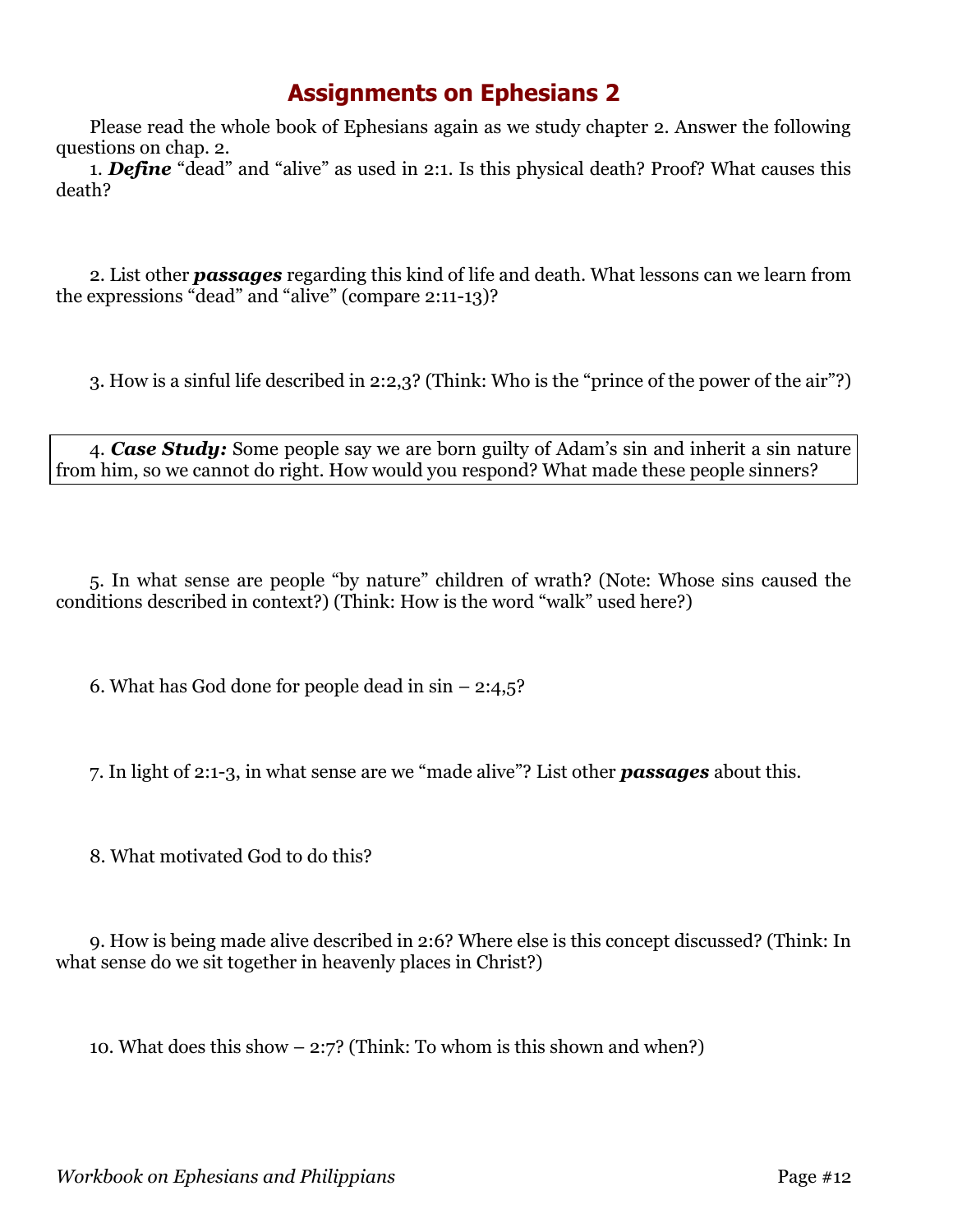# Assignments on Ephesians 2

Please read the whole book of Ephesians again as we study chapter 2. Answer the following questions on chap. 2.

1. ***Define*** "dead" and "alive" as used in 2:1. Is this physical death? Proof? What causes this death?

2. List other ***passages*** regarding this kind of life and death. What lessons can we learn from the expressions "dead" and "alive" (compare 2:11-13)?

3. How is a sinful life described in 2:2,3? (Think: Who is the "prince of the power of the air"?)

4. ***Case Study:*** Some people say we are born guilty of Adam's sin and inherit a sin nature from him, so we cannot do right. How would you respond? What made these people sinners?

5. In what sense are people "by nature" children of wrath? (Note: Whose sins caused the conditions described in context?) (Think: How is the word "walk" used here?)

6. What has God done for people dead in sin – 2:4,5?

7. In light of 2:1-3, in what sense are we "made alive"? List other ***passages*** about this.

8. What motivated God to do this?

9. How is being made alive described in 2:6? Where else is this concept discussed? (Think: In what sense do we sit together in heavenly places in Christ?)

10. What does this show – 2:7? (Think: To whom is this shown and when?)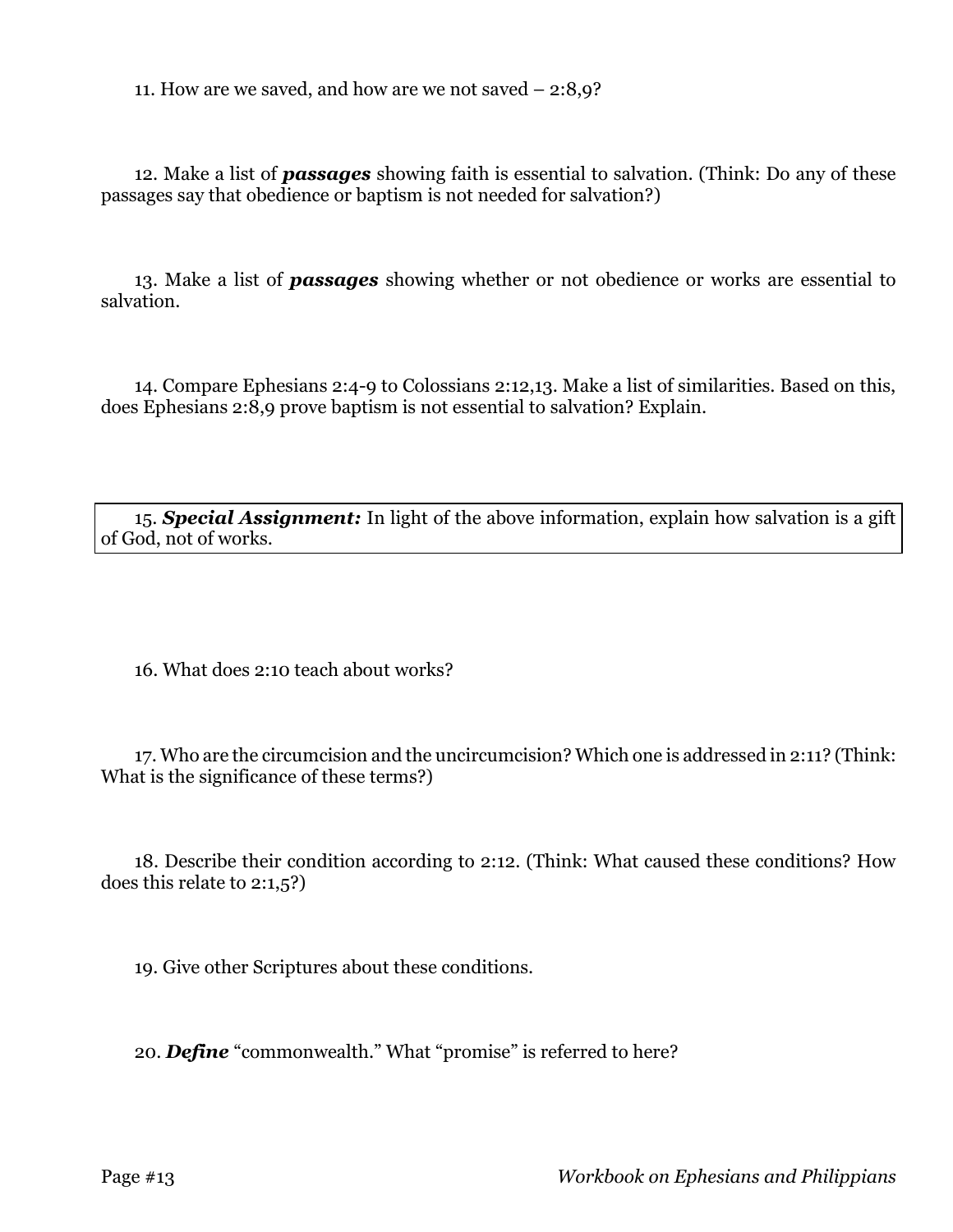11. How are we saved, and how are we not saved – 2:8,9?

12. Make a list of ***passages*** showing faith is essential to salvation. (Think: Do any of these passages say that obedience or baptism is not needed for salvation?)

13. Make a list of ***passages*** showing whether or not obedience or works are essential to salvation.

14. Compare Ephesians 2:4-9 to Colossians 2:12,13. Make a list of similarities. Based on this, does Ephesians 2:8,9 prove baptism is not essential to salvation? Explain.

15. ***Special Assignment:*** In light of the above information, explain how salvation is a gift of God, not of works.

16. What does 2:10 teach about works?

17. Who are the circumcision and the uncircumcision? Which one is addressed in 2:11? (Think: What is the significance of these terms?)

18. Describe their condition according to 2:12. (Think: What caused these conditions? How does this relate to 2:1,5?)

19. Give other Scriptures about these conditions.

20. ***Define*** "commonwealth." What "promise" is referred to here?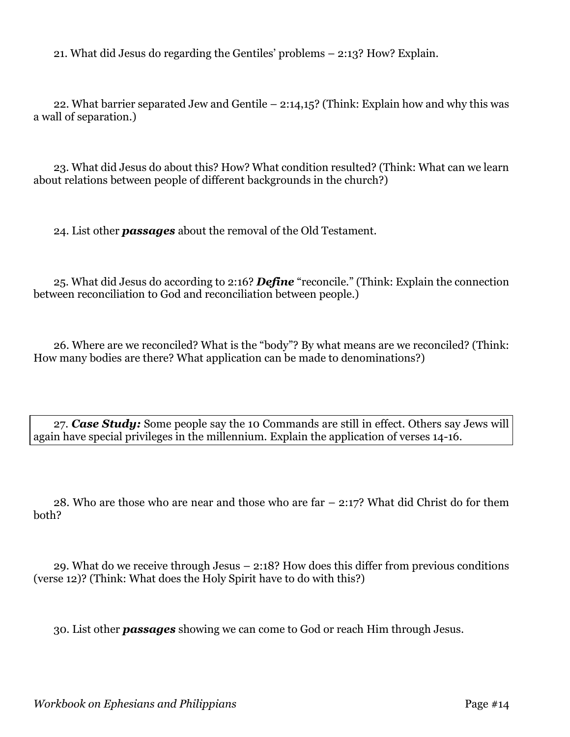21. What did Jesus do regarding the Gentiles' problems – 2:13? How? Explain.

22. What barrier separated Jew and Gentile – 2:14,15? (Think: Explain how and why this was a wall of separation.)

23. What did Jesus do about this? How? What condition resulted? (Think: What can we learn about relations between people of different backgrounds in the church?)

24. List other ***passages*** about the removal of the Old Testament.

25. What did Jesus do according to 2:16? ***Define*** "reconcile." (Think: Explain the connection between reconciliation to God and reconciliation between people.)

26. Where are we reconciled? What is the "body"? By what means are we reconciled? (Think: How many bodies are there? What application can be made to denominations?)

27. ***Case Study:*** Some people say the 10 Commands are still in effect. Others say Jews will again have special privileges in the millennium. Explain the application of verses 14-16.

28. Who are those who are near and those who are far – 2:17? What did Christ do for them both?

29. What do we receive through Jesus – 2:18? How does this differ from previous conditions (verse 12)? (Think: What does the Holy Spirit have to do with this?)

30. List other ***passages*** showing we can come to God or reach Him through Jesus.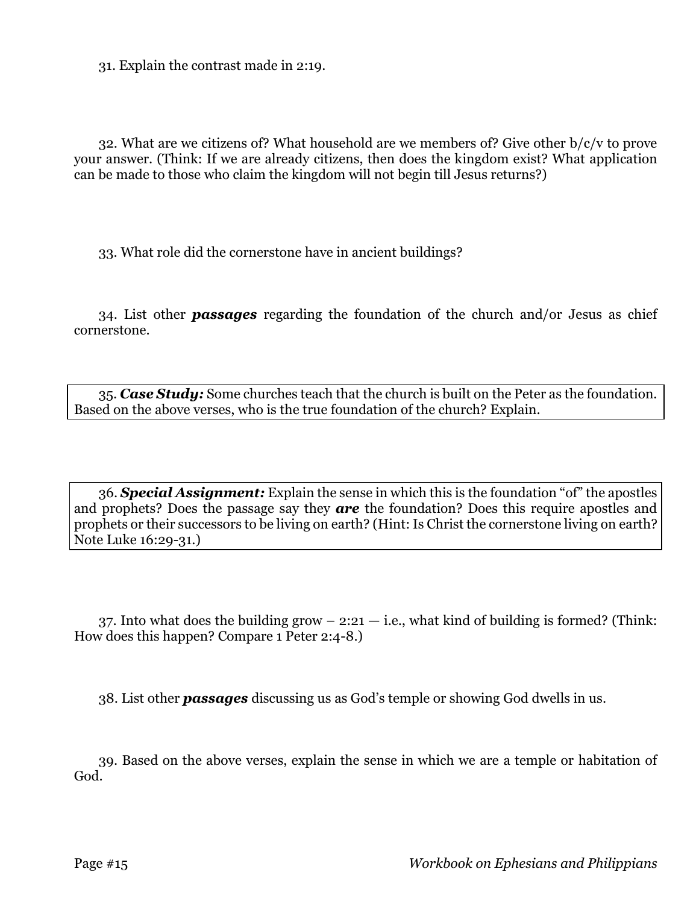31. Explain the contrast made in 2:19.

32. What are we citizens of? What household are we members of? Give other b/c/v to prove your answer. (Think: If we are already citizens, then does the kingdom exist? What application can be made to those who claim the kingdom will not begin till Jesus returns?)

33. What role did the cornerstone have in ancient buildings?

34. List other ***passages*** regarding the foundation of the church and/or Jesus as chief cornerstone.

35. ***Case Study:*** Some churches teach that the church is built on the Peter as the foundation. Based on the above verses, who is the true foundation of the church? Explain.

36. ***Special Assignment:*** Explain the sense in which this is the foundation "of" the apostles and prophets? Does the passage say they ***are*** the foundation? Does this require apostles and prophets or their successors to be living on earth? (Hint: Is Christ the cornerstone living on earth? Note Luke 16:29-31.)

37. Into what does the building grow – 2:21 — i.e., what kind of building is formed? (Think: How does this happen? Compare 1 Peter 2:4-8.)

38. List other ***passages*** discussing us as God's temple or showing God dwells in us.

39. Based on the above verses, explain the sense in which we are a temple or habitation of God.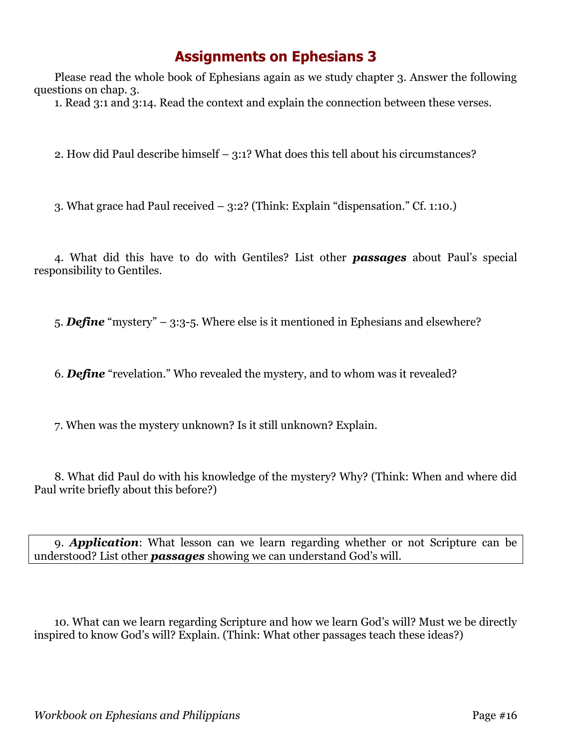# Assignments on Ephesians 3

Please read the whole book of Ephesians again as we study chapter 3. Answer the following questions on chap. 3.

1. Read 3:1 and 3:14. Read the context and explain the connection between these verses.

2. How did Paul describe himself – 3:1? What does this tell about his circumstances?

3. What grace had Paul received – 3:2? (Think: Explain "dispensation." Cf. 1:10.)

4. What did this have to do with Gentiles? List other ***passages*** about Paul's special responsibility to Gentiles.

5. ***Define*** "mystery" – 3:3-5. Where else is it mentioned in Ephesians and elsewhere?

6. ***Define*** "revelation." Who revealed the mystery, and to whom was it revealed?

7. When was the mystery unknown? Is it still unknown? Explain.

8. What did Paul do with his knowledge of the mystery? Why? (Think: When and where did Paul write briefly about this before?)

9. ***Application***: What lesson can we learn regarding whether or not Scripture can be understood? List other ***passages*** showing we can understand God's will.

10. What can we learn regarding Scripture and how we learn God's will? Must we be directly inspired to know God's will? Explain. (Think: What other passages teach these ideas?)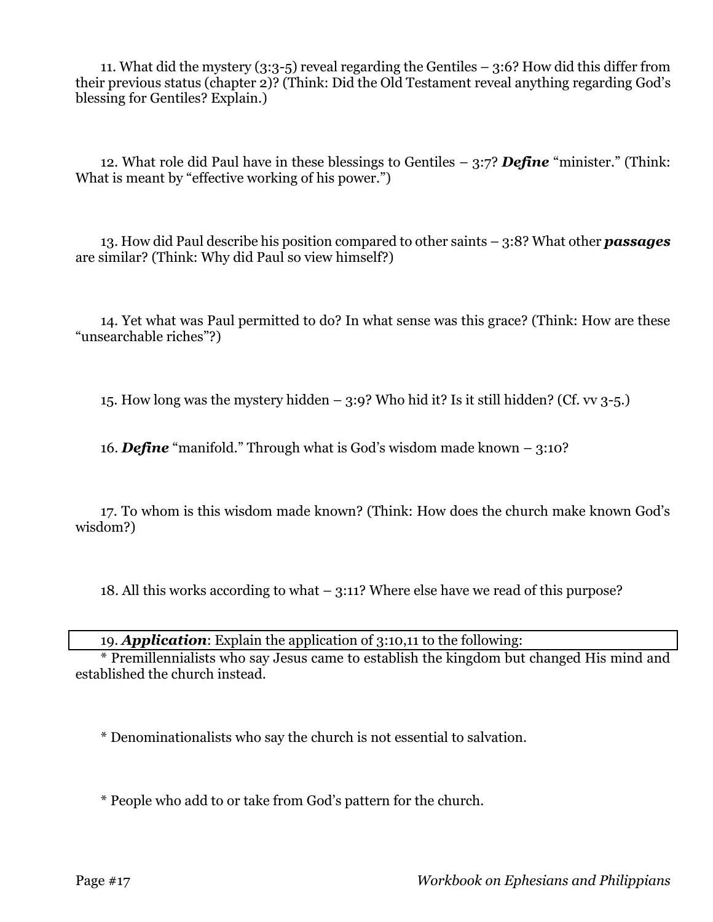11. What did the mystery (3:3-5) reveal regarding the Gentiles – 3:6? How did this differ from their previous status (chapter 2)? (Think: Did the Old Testament reveal anything regarding God's blessing for Gentiles? Explain.)

12. What role did Paul have in these blessings to Gentiles – 3:7? ***Define*** "minister." (Think: What is meant by "effective working of his power.")

13. How did Paul describe his position compared to other saints – 3:8? What other ***passages*** are similar? (Think: Why did Paul so view himself?)

14. Yet what was Paul permitted to do? In what sense was this grace? (Think: How are these "unsearchable riches"?)

15. How long was the mystery hidden – 3:9? Who hid it? Is it still hidden? (Cf. vv 3-5.)

16. ***Define*** "manifold." Through what is God's wisdom made known – 3:10?

17. To whom is this wisdom made known? (Think: How does the church make known God's wisdom?)

18. All this works according to what – 3:11? Where else have we read of this purpose?

19. ***Application***: Explain the application of 3:10,11 to the following:

* Premillennialists who say Jesus came to establish the kingdom but changed His mind and established the church instead.

* Denominationalists who say the church is not essential to salvation.

* People who add to or take from God's pattern for the church.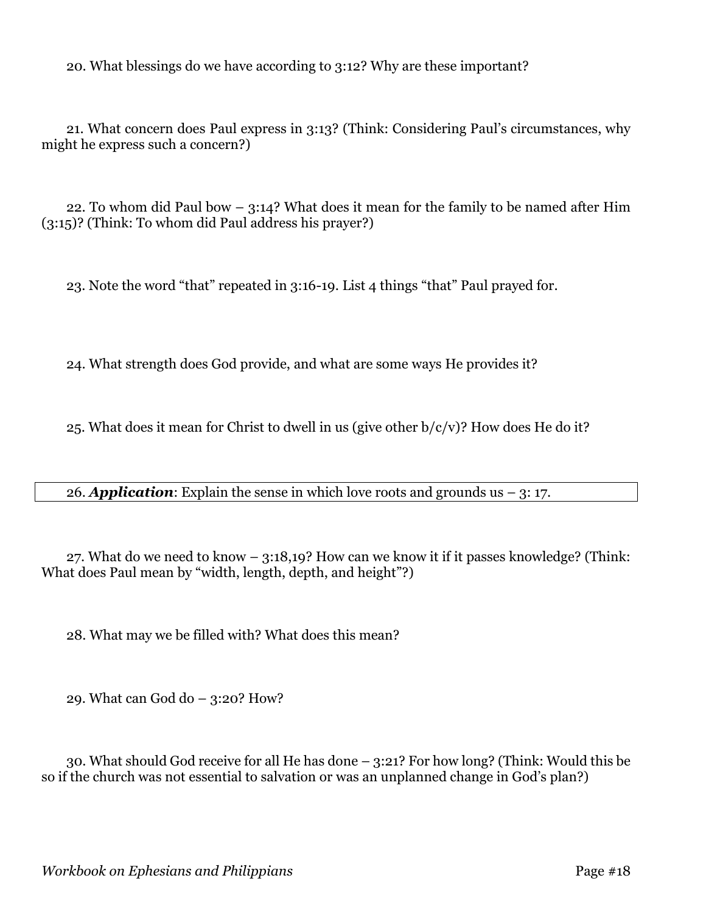20. What blessings do we have according to 3:12? Why are these important?

21. What concern does Paul express in 3:13? (Think: Considering Paul's circumstances, why might he express such a concern?)

22. To whom did Paul bow – 3:14? What does it mean for the family to be named after Him (3:15)? (Think: To whom did Paul address his prayer?)

23. Note the word "that" repeated in 3:16-19. List 4 things "that" Paul prayed for.

24. What strength does God provide, and what are some ways He provides it?

25. What does it mean for Christ to dwell in us (give other b/c/v)? How does He do it?

26. ***Application***: Explain the sense in which love roots and grounds us – 3: 17.

27. What do we need to know – 3:18,19? How can we know it if it passes knowledge? (Think: What does Paul mean by "width, length, depth, and height"?)

28. What may we be filled with? What does this mean?

29. What can God do – 3:20? How?

30. What should God receive for all He has done – 3:21? For how long? (Think: Would this be so if the church was not essential to salvation or was an unplanned change in God's plan?)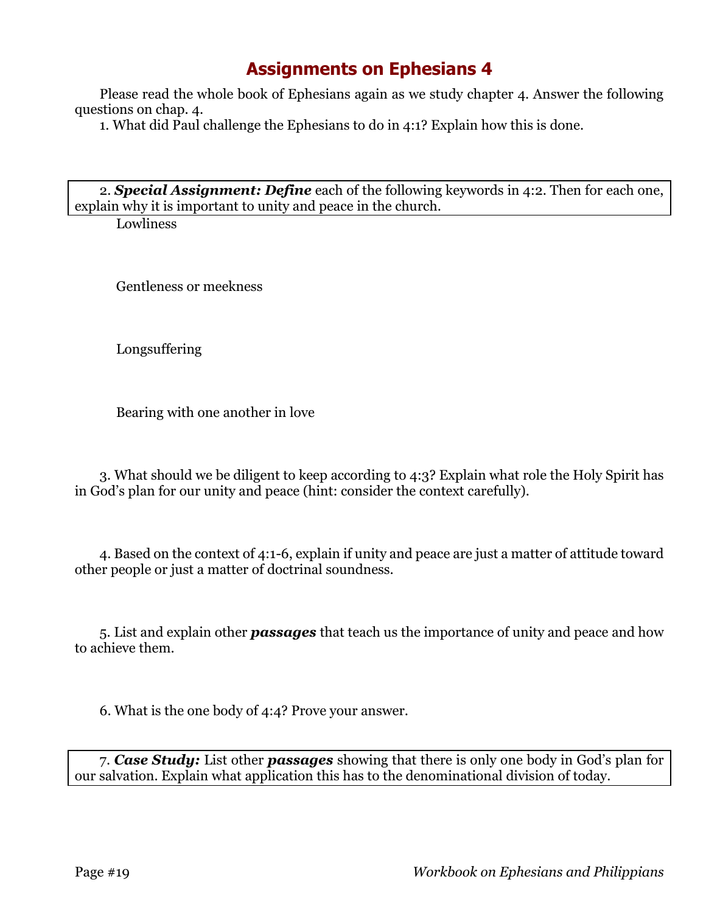# Assignments on Ephesians 4

Please read the whole book of Ephesians again as we study chapter 4. Answer the following questions on chap. 4.

1. What did Paul challenge the Ephesians to do in 4:1? Explain how this is done.

2. ***Special Assignment: Define*** each of the following keywords in 4:2. Then for each one, explain why it is important to unity and peace in the church.

   Lowliness

   Gentleness or meekness

   Longsuffering

   Bearing with one another in love

3. What should we be diligent to keep according to 4:3? Explain what role the Holy Spirit has in God's plan for our unity and peace (hint: consider the context carefully).

4. Based on the context of 4:1-6, explain if unity and peace are just a matter of attitude toward other people or just a matter of doctrinal soundness.

5. List and explain other ***passages*** that teach us the importance of unity and peace and how to achieve them.

6. What is the one body of 4:4? Prove your answer.

7. ***Case Study:*** List other ***passages*** showing that there is only one body in God's plan for our salvation. Explain what application this has to the denominational division of today.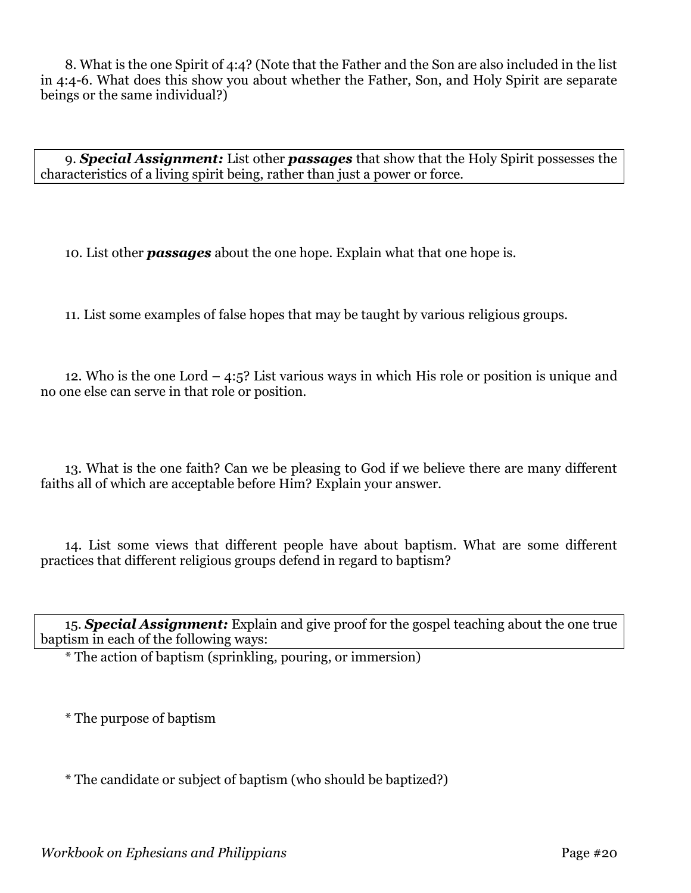8. What is the one Spirit of 4:4? (Note that the Father and the Son are also included in the list in 4:4-6. What does this show you about whether the Father, Son, and Holy Spirit are separate beings or the same individual?)

9. ***Special Assignment:*** List other ***passages*** that show that the Holy Spirit possesses the characteristics of a living spirit being, rather than just a power or force.

10. List other ***passages*** about the one hope. Explain what that one hope is.

11. List some examples of false hopes that may be taught by various religious groups.

12. Who is the one Lord – 4:5? List various ways in which His role or position is unique and no one else can serve in that role or position.

13. What is the one faith? Can we be pleasing to God if we believe there are many different faiths all of which are acceptable before Him? Explain your answer.

14. List some views that different people have about baptism. What are some different practices that different religious groups defend in regard to baptism?

15. ***Special Assignment:*** Explain and give proof for the gospel teaching about the one true baptism in each of the following ways:

* The action of baptism (sprinkling, pouring, or immersion)

* The purpose of baptism

* The candidate or subject of baptism (who should be baptized?)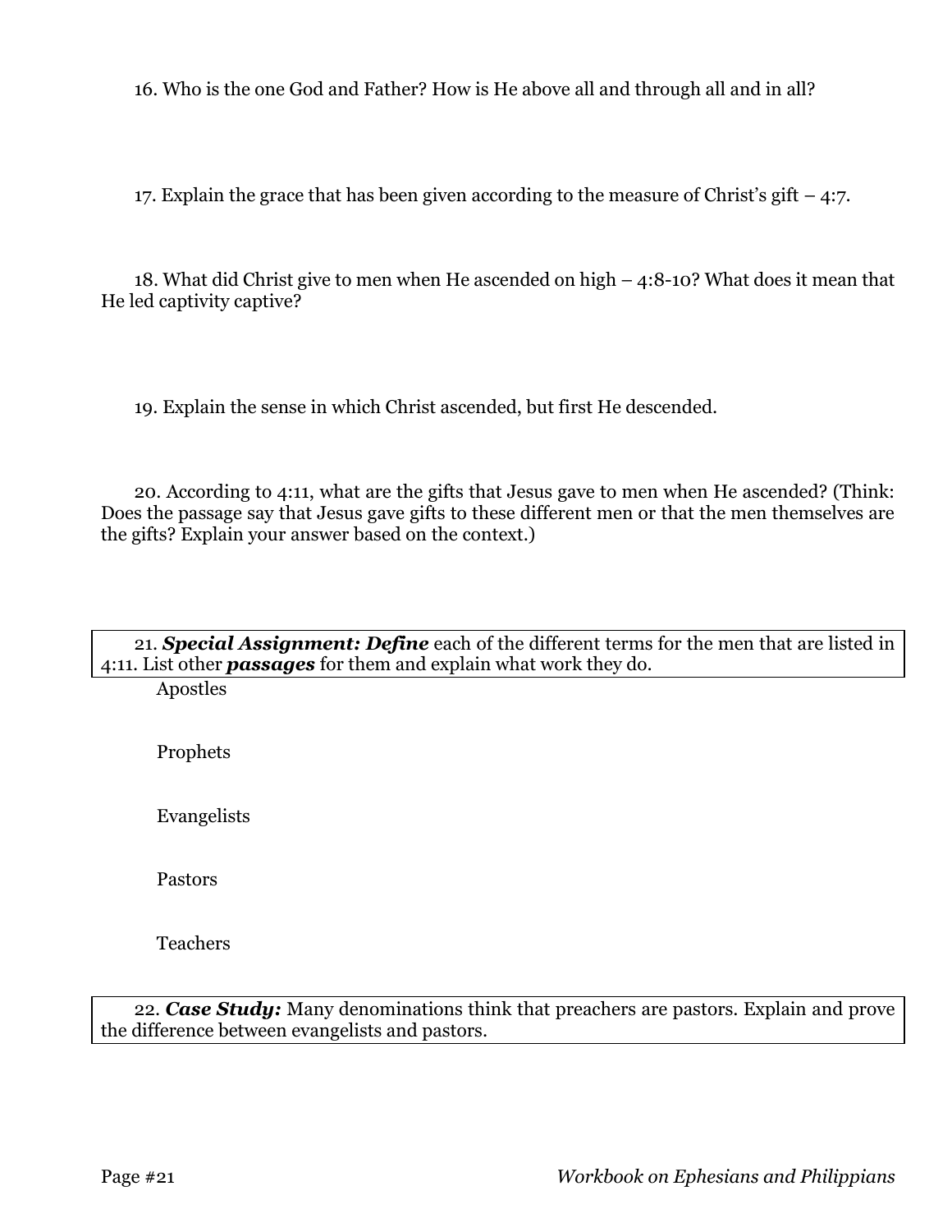16. Who is the one God and Father? How is He above all and through all and in all?

17. Explain the grace that has been given according to the measure of Christ's gift – 4:7.

18. What did Christ give to men when He ascended on high – 4:8-10? What does it mean that He led captivity captive?

19. Explain the sense in which Christ ascended, but first He descended.

20. According to 4:11, what are the gifts that Jesus gave to men when He ascended? (Think: Does the passage say that Jesus gave gifts to these different men or that the men themselves are the gifts? Explain your answer based on the context.)

21. ***Special Assignment: Define*** each of the different terms for the men that are listed in 4:11. List other ***passages*** for them and explain what work they do.

Apostles

Prophets

Evangelists

Pastors

Teachers

22. ***Case Study:*** Many denominations think that preachers are pastors. Explain and prove the difference between evangelists and pastors.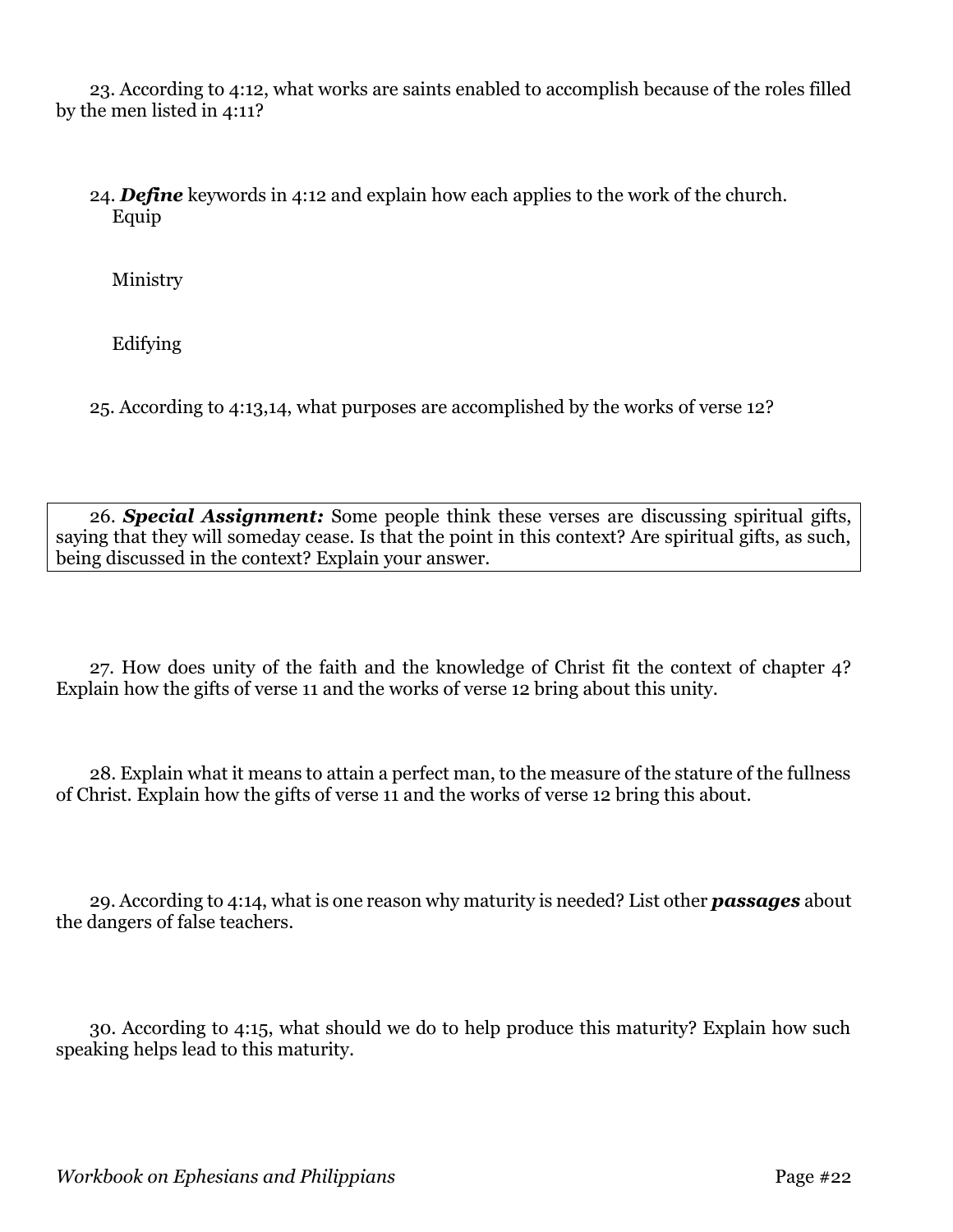23. According to 4:12, what works are saints enabled to accomplish because of the roles filled by the men listed in 4:11?

24. ***Define*** keywords in 4:12 and explain how each applies to the work of the church.

Equip

Ministry

Edifying

25. According to 4:13,14, what purposes are accomplished by the works of verse 12?

26. ***Special Assignment:*** Some people think these verses are discussing spiritual gifts, saying that they will someday cease. Is that the point in this context? Are spiritual gifts, as such, being discussed in the context? Explain your answer.

27. How does unity of the faith and the knowledge of Christ fit the context of chapter 4? Explain how the gifts of verse 11 and the works of verse 12 bring about this unity.

28. Explain what it means to attain a perfect man, to the measure of the stature of the fullness of Christ. Explain how the gifts of verse 11 and the works of verse 12 bring this about.

29. According to 4:14, what is one reason why maturity is needed? List other ***passages*** about the dangers of false teachers.

30. According to 4:15, what should we do to help produce this maturity? Explain how such speaking helps lead to this maturity.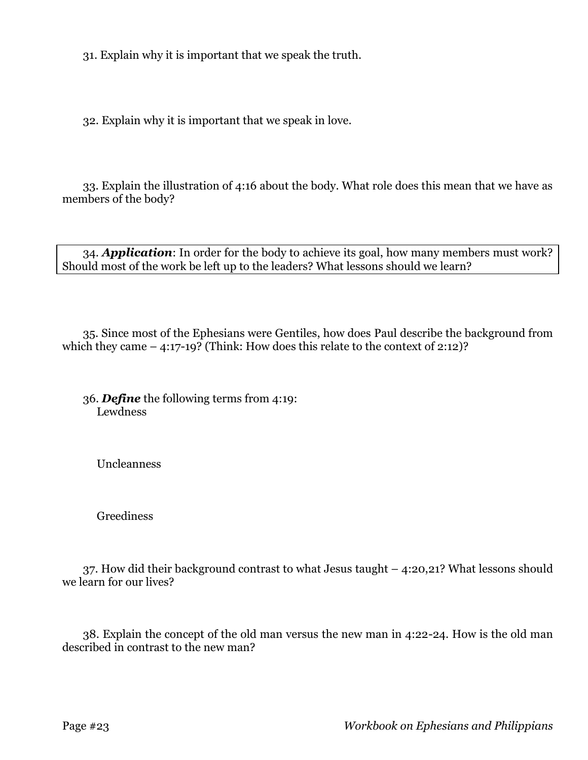31. Explain why it is important that we speak the truth.

32. Explain why it is important that we speak in love.

33. Explain the illustration of 4:16 about the body. What role does this mean that we have as members of the body?

34. ***Application***: In order for the body to achieve its goal, how many members must work? Should most of the work be left up to the leaders? What lessons should we learn?

35. Since most of the Ephesians were Gentiles, how does Paul describe the background from which they came – 4:17-19? (Think: How does this relate to the context of 2:12)?

36. ***Define*** the following terms from 4:19:

Lewdness

Uncleanness

Greediness

37. How did their background contrast to what Jesus taught – 4:20,21? What lessons should we learn for our lives?

38. Explain the concept of the old man versus the new man in 4:22-24. How is the old man described in contrast to the new man?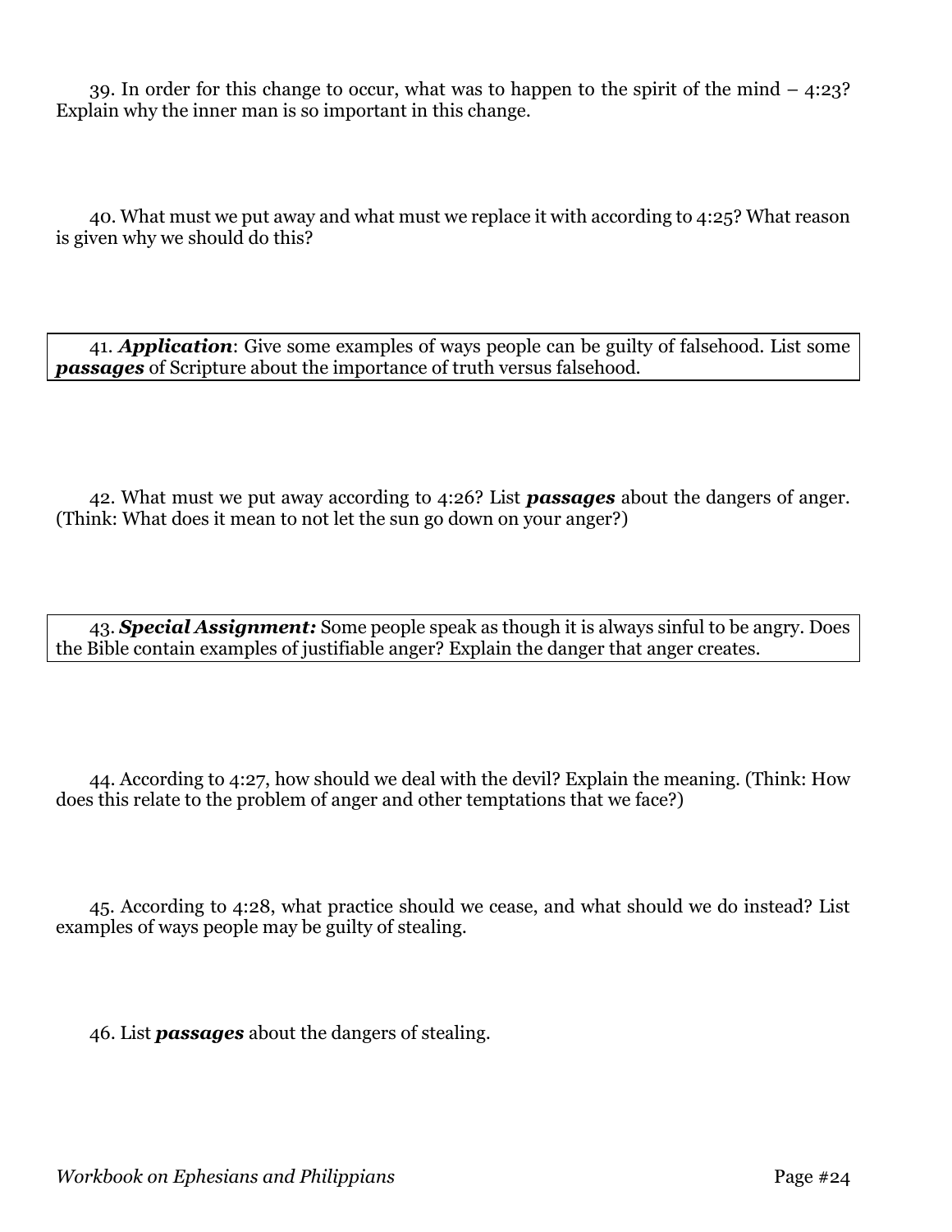39. In order for this change to occur, what was to happen to the spirit of the mind – 4:23? Explain why the inner man is so important in this change.

40. What must we put away and what must we replace it with according to 4:25? What reason is given why we should do this?

41. ***Application***: Give some examples of ways people can be guilty of falsehood. List some ***passages*** of Scripture about the importance of truth versus falsehood.

42. What must we put away according to 4:26? List ***passages*** about the dangers of anger. (Think: What does it mean to not let the sun go down on your anger?)

43. ***Special Assignment:*** Some people speak as though it is always sinful to be angry. Does the Bible contain examples of justifiable anger? Explain the danger that anger creates.

44. According to 4:27, how should we deal with the devil? Explain the meaning. (Think: How does this relate to the problem of anger and other temptations that we face?)

45. According to 4:28, what practice should we cease, and what should we do instead? List examples of ways people may be guilty of stealing.

46. List ***passages*** about the dangers of stealing.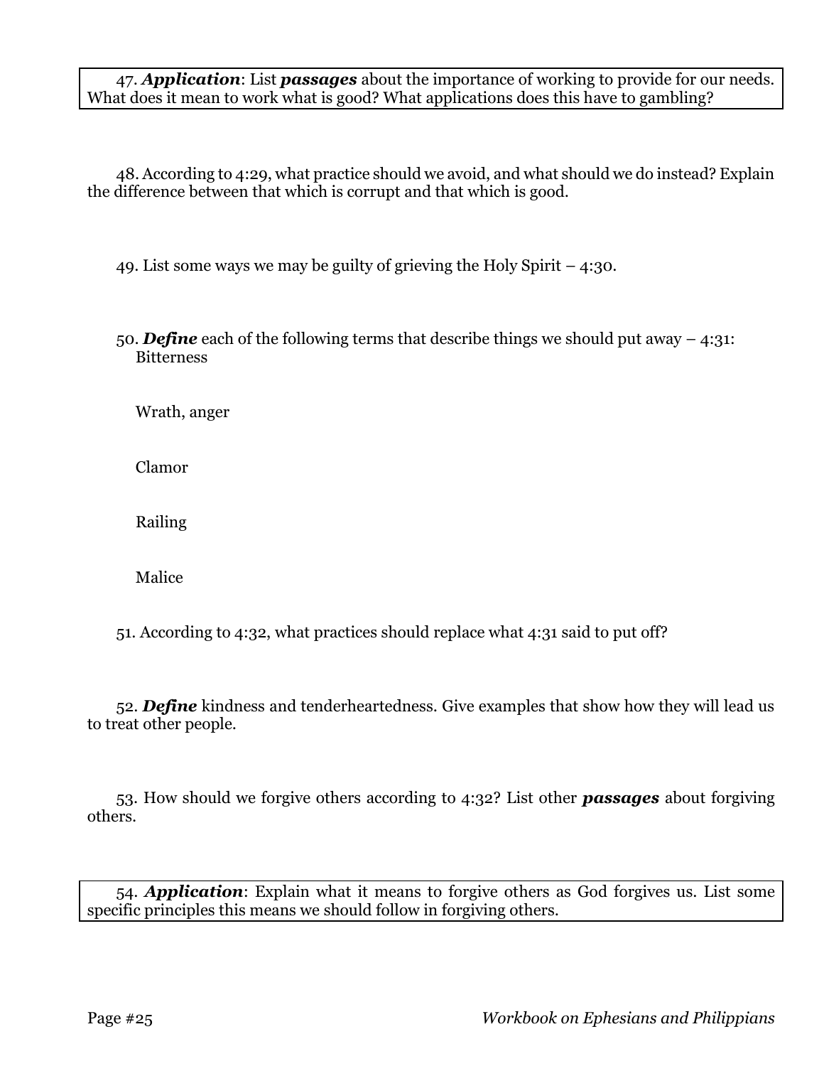47. ***Application***: List ***passages*** about the importance of working to provide for our needs. What does it mean to work what is good? What applications does this have to gambling?

48. According to 4:29, what practice should we avoid, and what should we do instead? Explain the difference between that which is corrupt and that which is good.

49. List some ways we may be guilty of grieving the Holy Spirit – 4:30.

50. ***Define*** each of the following terms that describe things we should put away – 4:31:

Bitterness

Wrath, anger

Clamor

Railing

Malice

51. According to 4:32, what practices should replace what 4:31 said to put off?

52. ***Define*** kindness and tenderheartedness. Give examples that show how they will lead us to treat other people.

53. How should we forgive others according to 4:32? List other ***passages*** about forgiving others.

54. ***Application***: Explain what it means to forgive others as God forgives us. List some specific principles this means we should follow in forgiving others.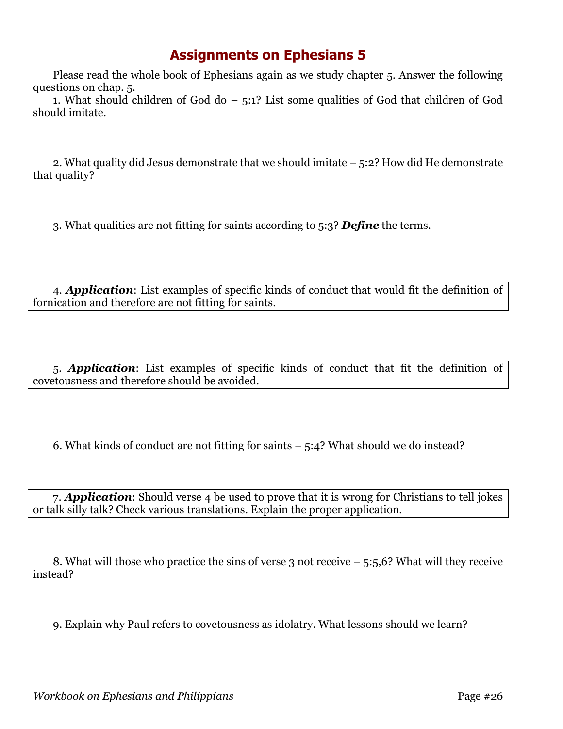# Assignments on Ephesians 5

Please read the whole book of Ephesians again as we study chapter 5. Answer the following questions on chap. 5.

1. What should children of God do – 5:1? List some qualities of God that children of God should imitate.

2. What quality did Jesus demonstrate that we should imitate – 5:2? How did He demonstrate that quality?

3. What qualities are not fitting for saints according to 5:3? ***Define*** the terms.

4. ***Application***: List examples of specific kinds of conduct that would fit the definition of fornication and therefore are not fitting for saints.

5. ***Application***: List examples of specific kinds of conduct that fit the definition of covetousness and therefore should be avoided.

6. What kinds of conduct are not fitting for saints – 5:4? What should we do instead?

7. ***Application***: Should verse 4 be used to prove that it is wrong for Christians to tell jokes or talk silly talk? Check various translations. Explain the proper application.

8. What will those who practice the sins of verse 3 not receive – 5:5,6? What will they receive instead?

9. Explain why Paul refers to covetousness as idolatry. What lessons should we learn?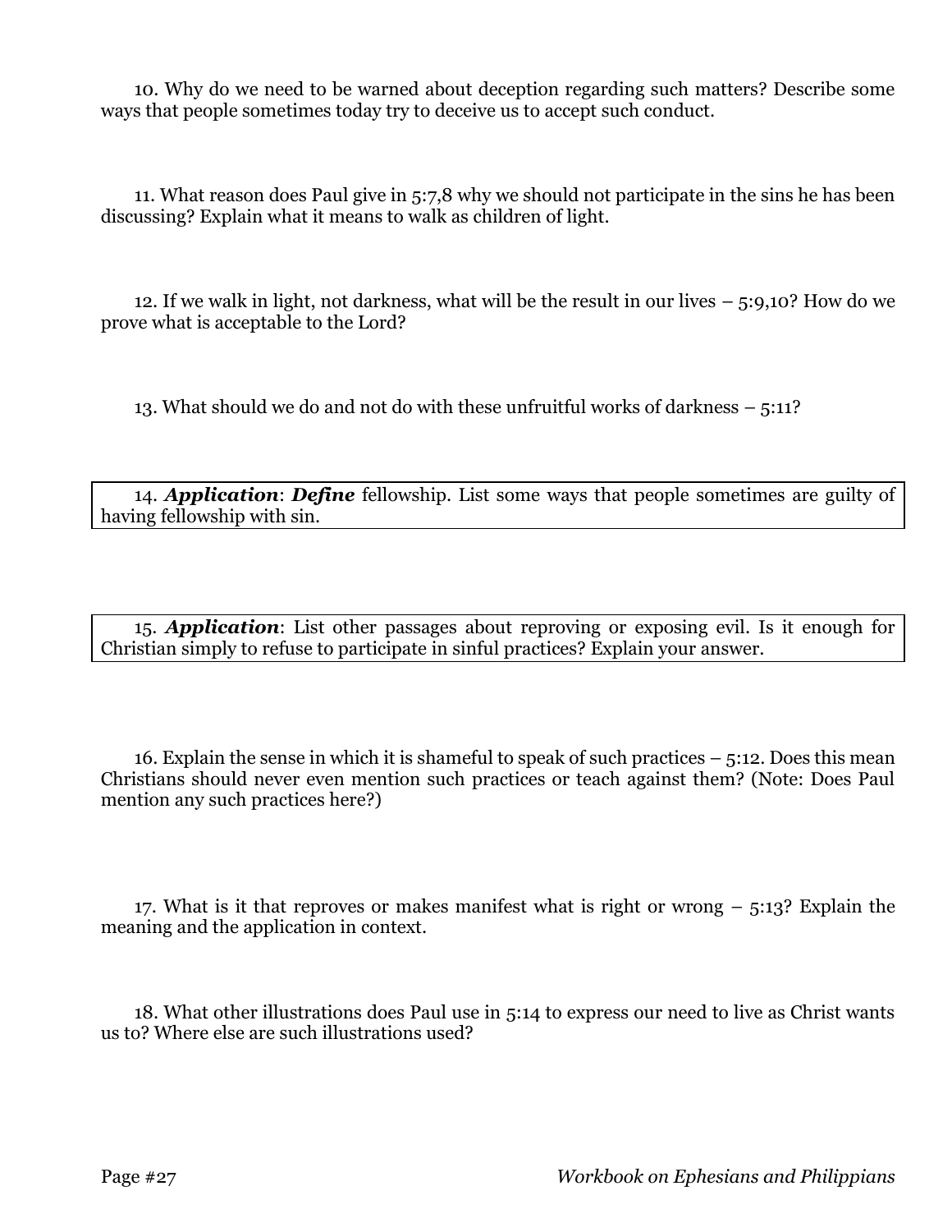10. Why do we need to be warned about deception regarding such matters? Describe some ways that people sometimes today try to deceive us to accept such conduct.

11. What reason does Paul give in 5:7,8 why we should not participate in the sins he has been discussing? Explain what it means to walk as children of light.

12. If we walk in light, not darkness, what will be the result in our lives – 5:9,10? How do we prove what is acceptable to the Lord?

13. What should we do and not do with these unfruitful works of darkness – 5:11?

14. ***Application***: ***Define*** fellowship. List some ways that people sometimes are guilty of having fellowship with sin.

15. ***Application***: List other passages about reproving or exposing evil. Is it enough for Christian simply to refuse to participate in sinful practices? Explain your answer.

16. Explain the sense in which it is shameful to speak of such practices – 5:12. Does this mean Christians should never even mention such practices or teach against them? (Note: Does Paul mention any such practices here?)

17. What is it that reproves or makes manifest what is right or wrong – 5:13? Explain the meaning and the application in context.

18. What other illustrations does Paul use in 5:14 to express our need to live as Christ wants us to? Where else are such illustrations used?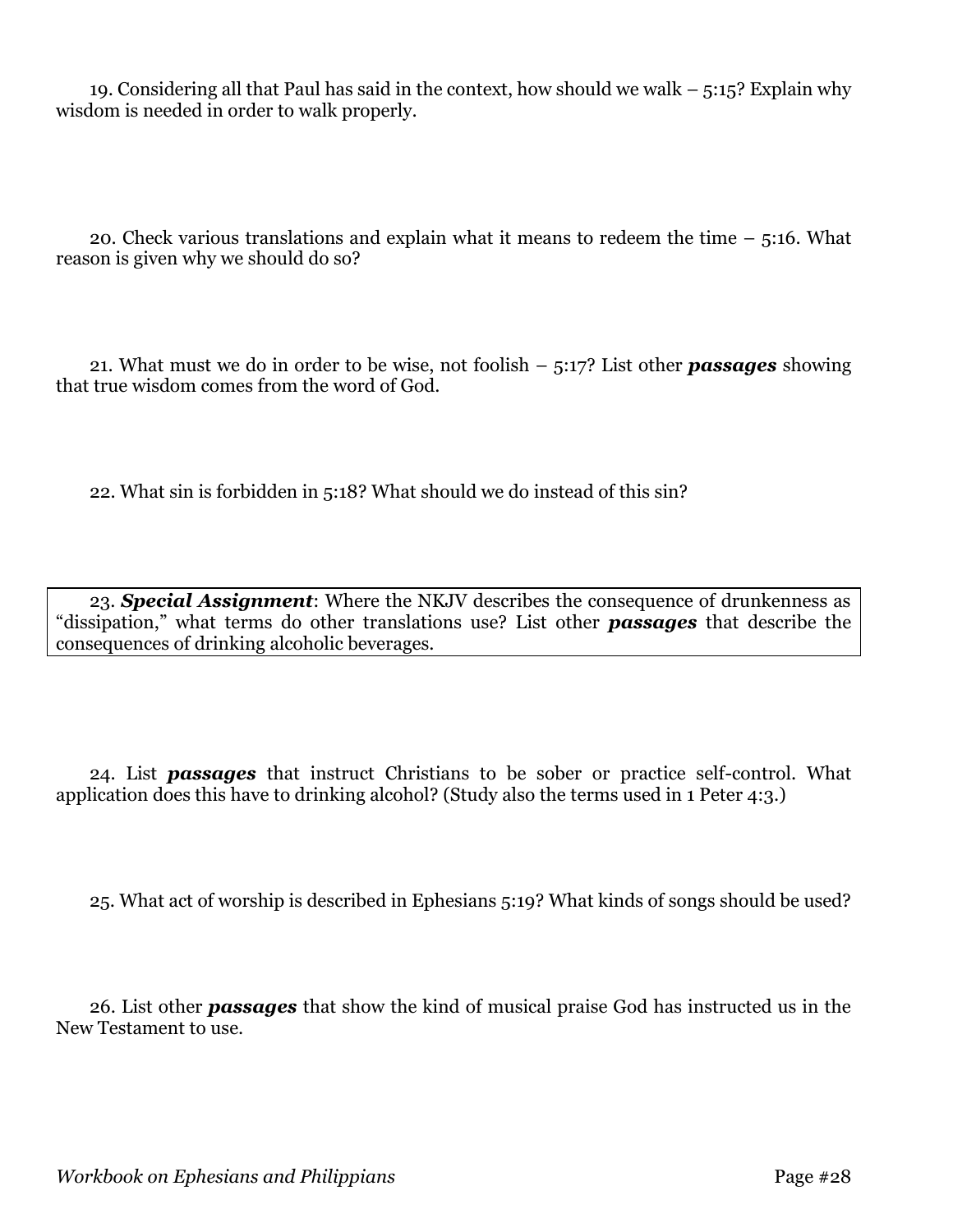19. Considering all that Paul has said in the context, how should we walk – 5:15? Explain why wisdom is needed in order to walk properly.

20. Check various translations and explain what it means to redeem the time – 5:16. What reason is given why we should do so?

21. What must we do in order to be wise, not foolish – 5:17? List other ***passages*** showing that true wisdom comes from the word of God.

22. What sin is forbidden in 5:18? What should we do instead of this sin?

23. ***Special Assignment***: Where the NKJV describes the consequence of drunkenness as "dissipation," what terms do other translations use? List other ***passages*** that describe the consequences of drinking alcoholic beverages.

24. List ***passages*** that instruct Christians to be sober or practice self-control. What application does this have to drinking alcohol? (Study also the terms used in 1 Peter 4:3.)

25. What act of worship is described in Ephesians 5:19? What kinds of songs should be used?

26. List other ***passages*** that show the kind of musical praise God has instructed us in the New Testament to use.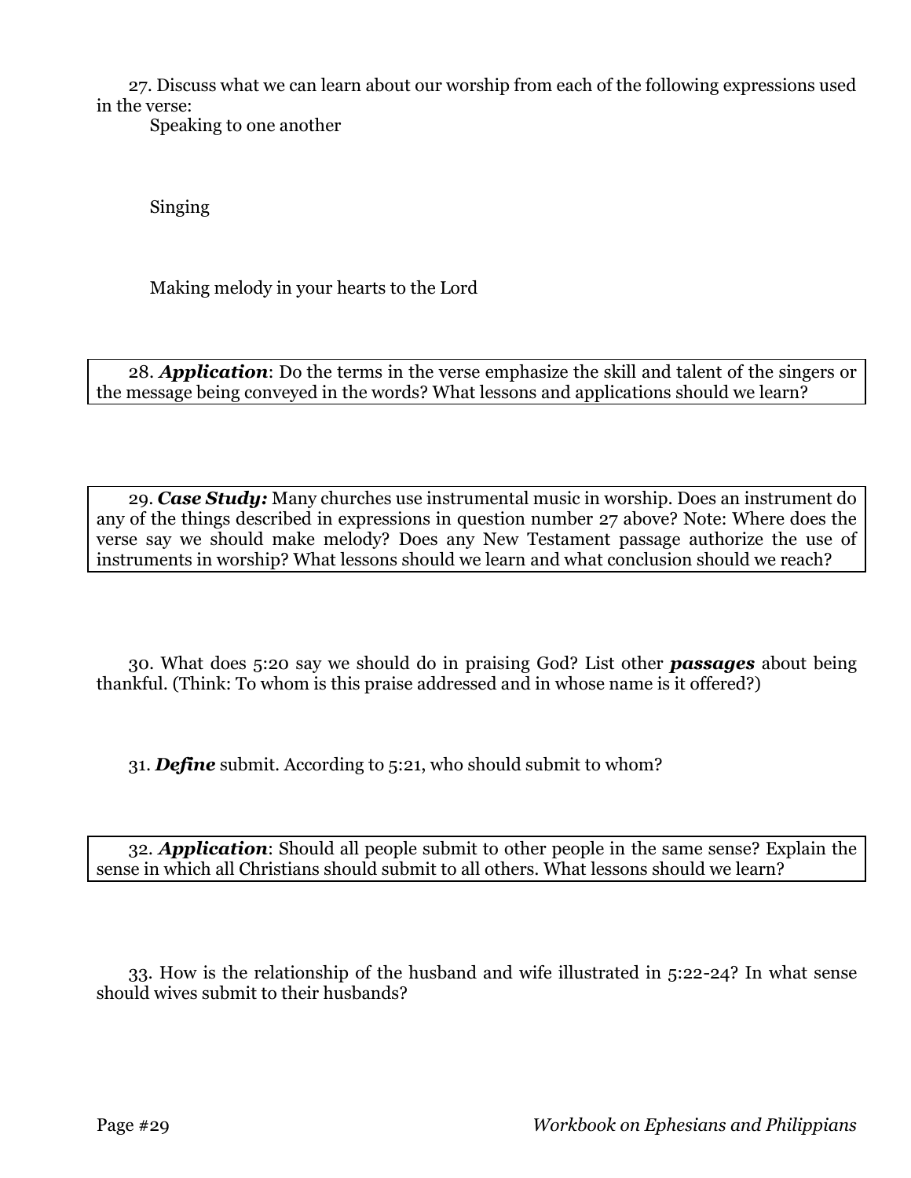27. Discuss what we can learn about our worship from each of the following expressions used in the verse:

Speaking to one another

Singing

Making melody in your hearts to the Lord

28. ***Application***: Do the terms in the verse emphasize the skill and talent of the singers or the message being conveyed in the words? What lessons and applications should we learn?

29. ***Case Study:*** Many churches use instrumental music in worship. Does an instrument do any of the things described in expressions in question number 27 above? Note: Where does the verse say we should make melody? Does any New Testament passage authorize the use of instruments in worship? What lessons should we learn and what conclusion should we reach?

30. What does 5:20 say we should do in praising God? List other ***passages*** about being thankful. (Think: To whom is this praise addressed and in whose name is it offered?)

31. ***Define*** submit. According to 5:21, who should submit to whom?

32. ***Application***: Should all people submit to other people in the same sense? Explain the sense in which all Christians should submit to all others. What lessons should we learn?

33. How is the relationship of the husband and wife illustrated in 5:22-24? In what sense should wives submit to their husbands?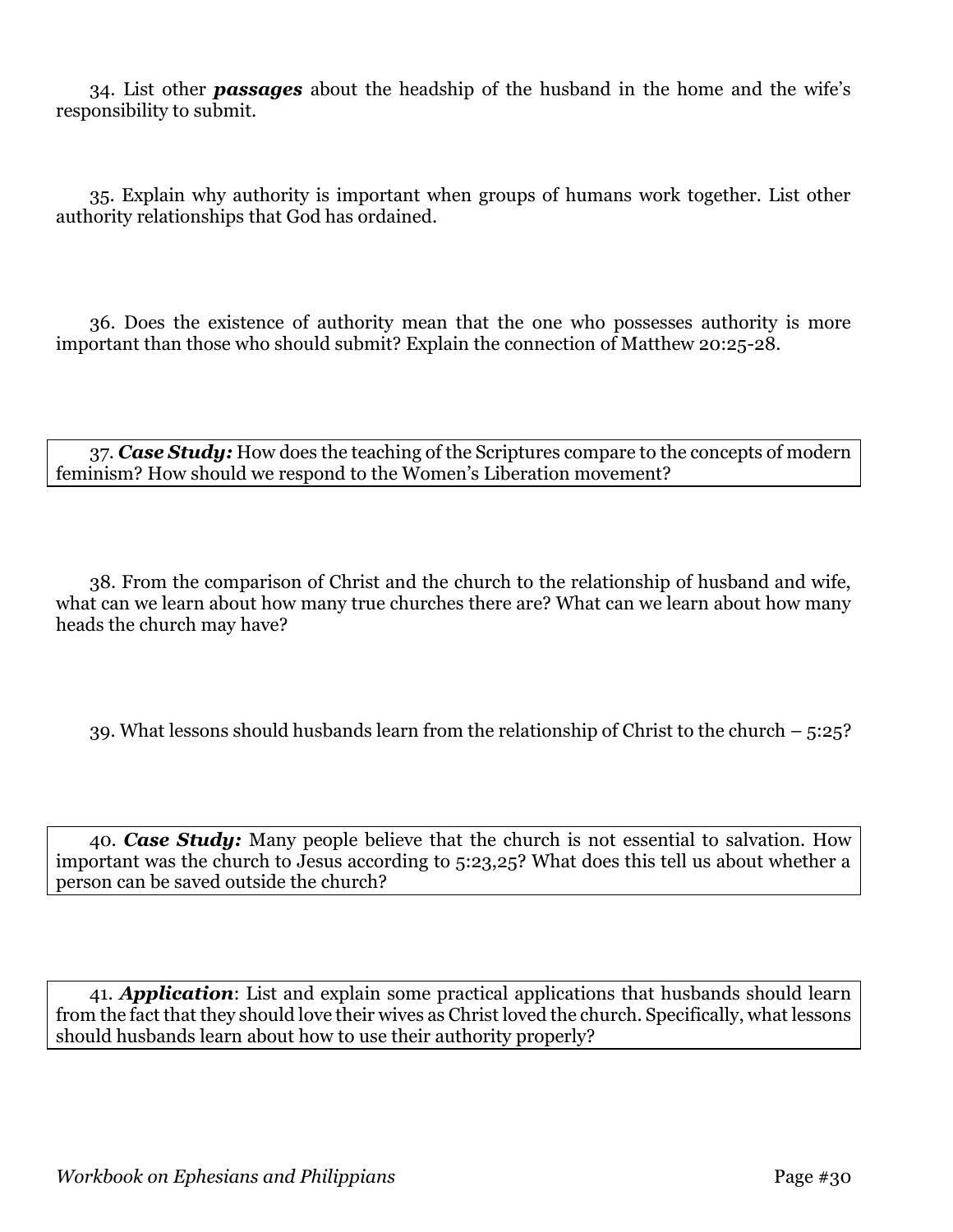34. List other ***passages*** about the headship of the husband in the home and the wife's responsibility to submit.

35. Explain why authority is important when groups of humans work together. List other authority relationships that God has ordained.

36. Does the existence of authority mean that the one who possesses authority is more important than those who should submit? Explain the connection of Matthew 20:25-28.

37. ***Case Study:*** How does the teaching of the Scriptures compare to the concepts of modern feminism? How should we respond to the Women's Liberation movement?

38. From the comparison of Christ and the church to the relationship of husband and wife, what can we learn about how many true churches there are? What can we learn about how many heads the church may have?

39. What lessons should husbands learn from the relationship of Christ to the church – 5:25?

40. ***Case Study:*** Many people believe that the church is not essential to salvation. How important was the church to Jesus according to 5:23,25? What does this tell us about whether a person can be saved outside the church?

41. ***Application***: List and explain some practical applications that husbands should learn from the fact that they should love their wives as Christ loved the church. Specifically, what lessons should husbands learn about how to use their authority properly?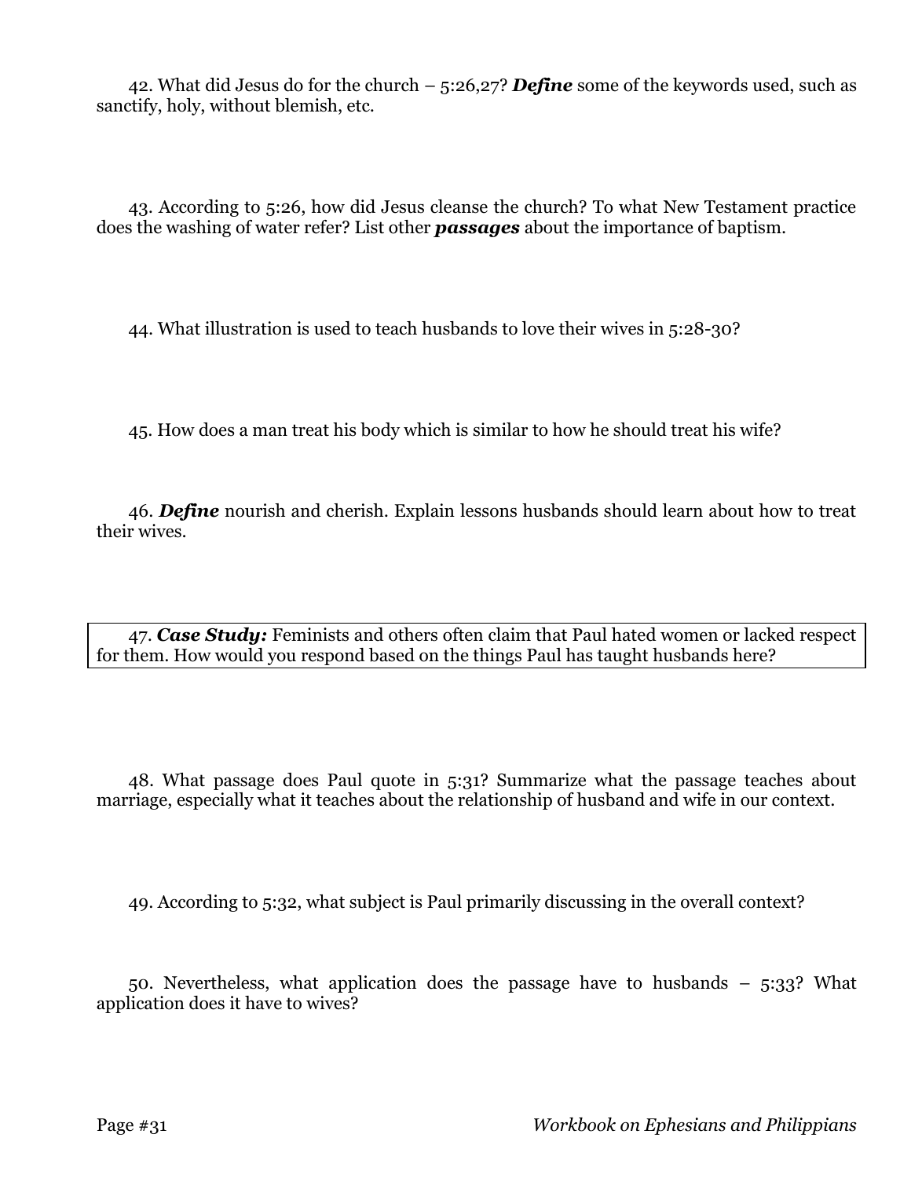42. What did Jesus do for the church – 5:26,27? ***Define*** some of the keywords used, such as sanctify, holy, without blemish, etc.

43. According to 5:26, how did Jesus cleanse the church? To what New Testament practice does the washing of water refer? List other ***passages*** about the importance of baptism.

44. What illustration is used to teach husbands to love their wives in 5:28-30?

45. How does a man treat his body which is similar to how he should treat his wife?

46. ***Define*** nourish and cherish. Explain lessons husbands should learn about how to treat their wives.

47. ***Case Study:*** Feminists and others often claim that Paul hated women or lacked respect for them. How would you respond based on the things Paul has taught husbands here?

48. What passage does Paul quote in 5:31? Summarize what the passage teaches about marriage, especially what it teaches about the relationship of husband and wife in our context.

49. According to 5:32, what subject is Paul primarily discussing in the overall context?

50. Nevertheless, what application does the passage have to husbands – 5:33? What application does it have to wives?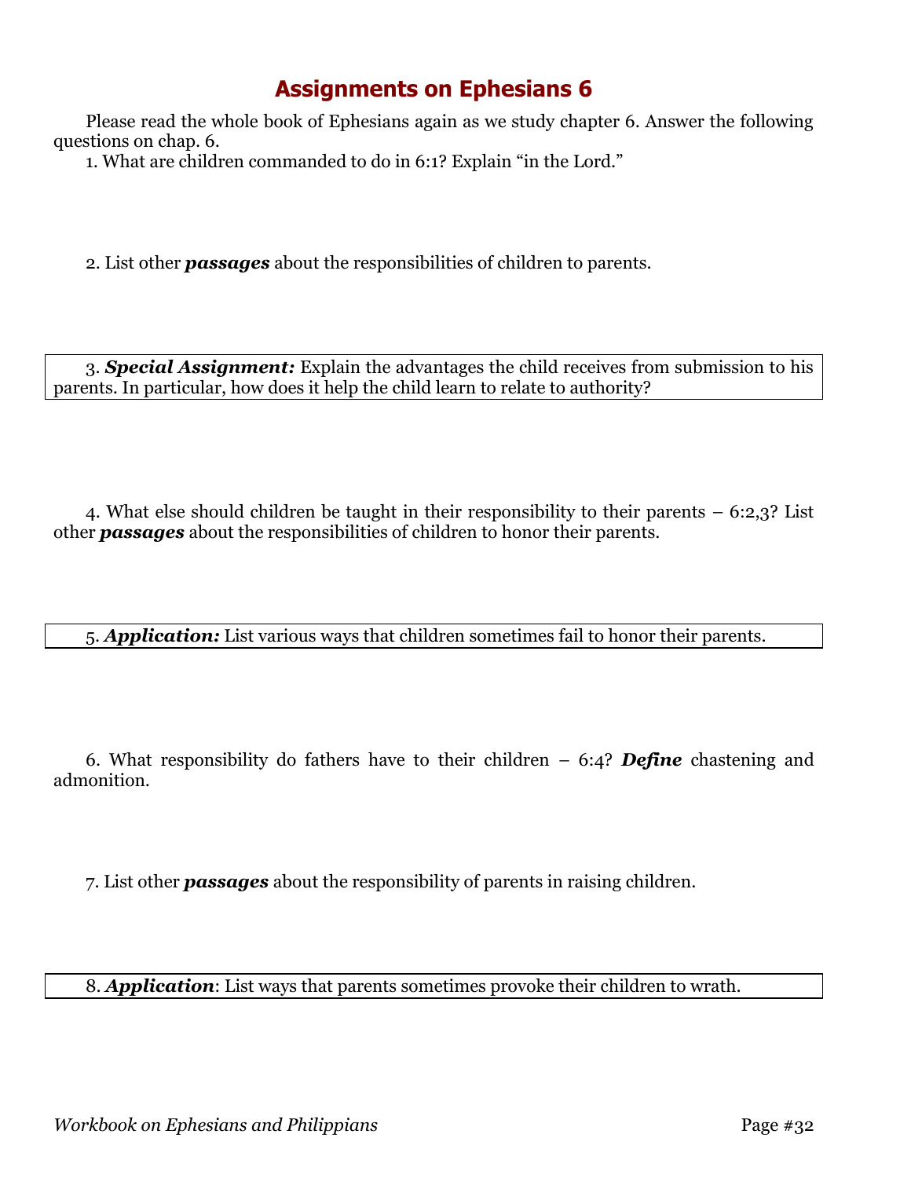# Assignments on Ephesians 6

Please read the whole book of Ephesians again as we study chapter 6. Answer the following questions on chap. 6.

1. What are children commanded to do in 6:1? Explain "in the Lord."

2. List other ***passages*** about the responsibilities of children to parents.

3. ***Special Assignment:*** Explain the advantages the child receives from submission to his parents. In particular, how does it help the child learn to relate to authority?

4. What else should children be taught in their responsibility to their parents – 6:2,3? List other ***passages*** about the responsibilities of children to honor their parents.

5. ***Application:*** List various ways that children sometimes fail to honor their parents.

6. What responsibility do fathers have to their children – 6:4? ***Define*** chastening and admonition.

7. List other ***passages*** about the responsibility of parents in raising children.

8. ***Application***: List ways that parents sometimes provoke their children to wrath.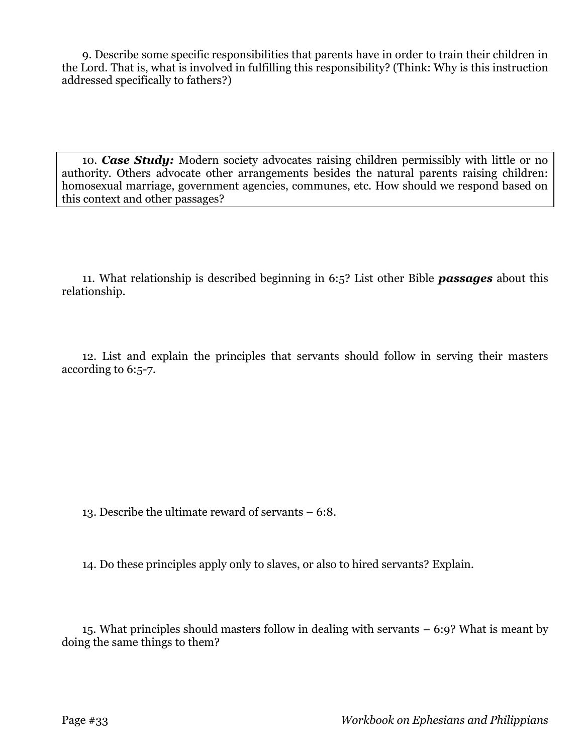9. Describe some specific responsibilities that parents have in order to train their children in the Lord. That is, what is involved in fulfilling this responsibility? (Think: Why is this instruction addressed specifically to fathers?)

10. ***Case Study:*** Modern society advocates raising children permissibly with little or no authority. Others advocate other arrangements besides the natural parents raising children: homosexual marriage, government agencies, communes, etc. How should we respond based on this context and other passages?

11. What relationship is described beginning in 6:5? List other Bible ***passages*** about this relationship.

12. List and explain the principles that servants should follow in serving their masters according to 6:5-7.

13. Describe the ultimate reward of servants – 6:8.

14. Do these principles apply only to slaves, or also to hired servants? Explain.

15. What principles should masters follow in dealing with servants – 6:9? What is meant by doing the same things to them?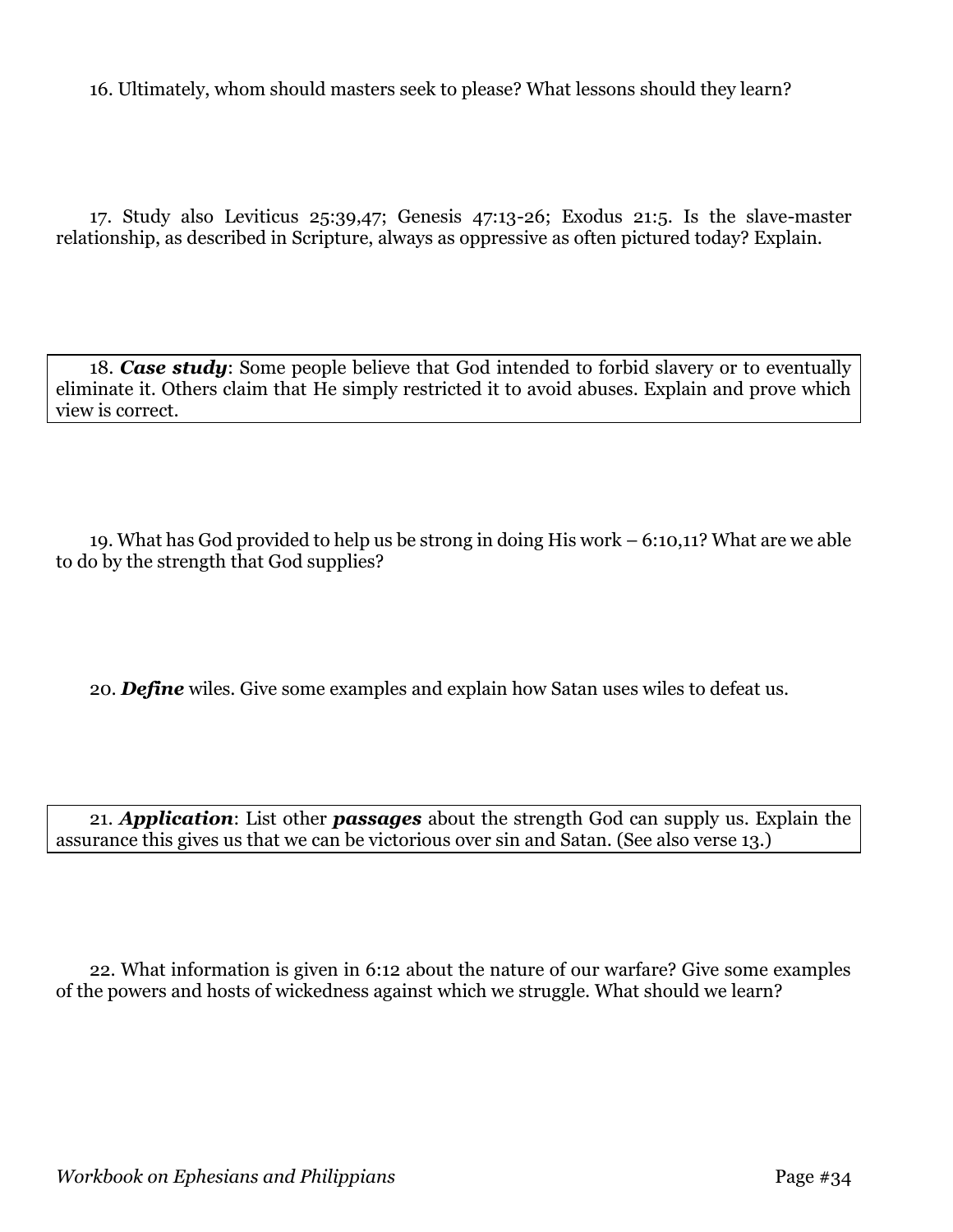16. Ultimately, whom should masters seek to please? What lessons should they learn?

17. Study also Leviticus 25:39,47; Genesis 47:13-26; Exodus 21:5. Is the slave-master relationship, as described in Scripture, always as oppressive as often pictured today? Explain.

18. ***Case study***: Some people believe that God intended to forbid slavery or to eventually eliminate it. Others claim that He simply restricted it to avoid abuses. Explain and prove which view is correct.

19. What has God provided to help us be strong in doing His work – 6:10,11? What are we able to do by the strength that God supplies?

20. ***Define*** wiles. Give some examples and explain how Satan uses wiles to defeat us.

21. ***Application***: List other ***passages*** about the strength God can supply us. Explain the assurance this gives us that we can be victorious over sin and Satan. (See also verse 13.)

22. What information is given in 6:12 about the nature of our warfare? Give some examples of the powers and hosts of wickedness against which we struggle. What should we learn?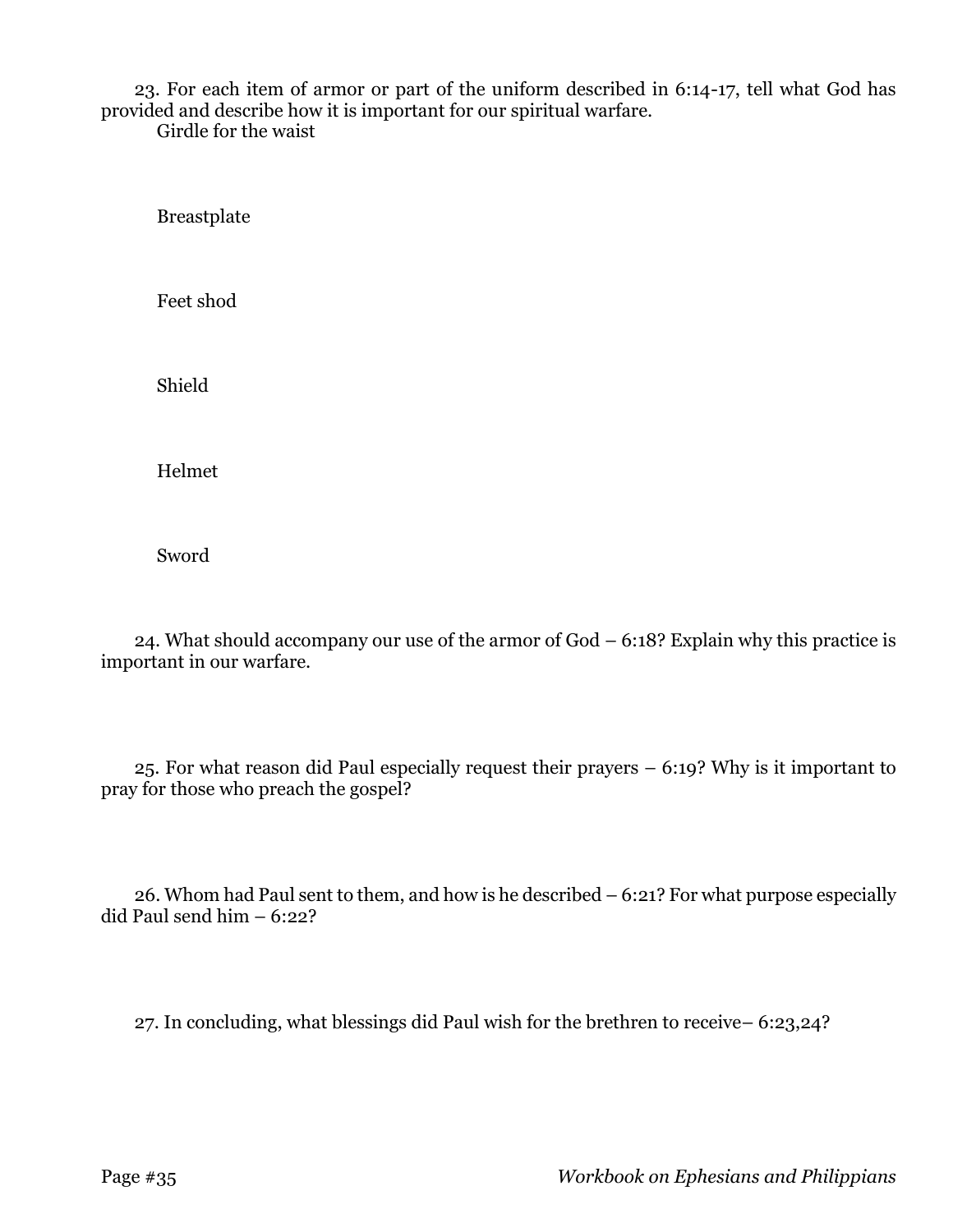23. For each item of armor or part of the uniform described in 6:14-17, tell what God has provided and describe how it is important for our spiritual warfare.

Girdle for the waist

Breastplate

Feet shod

Shield

Helmet

Sword

24. What should accompany our use of the armor of God – 6:18? Explain why this practice is important in our warfare.

25. For what reason did Paul especially request their prayers – 6:19? Why is it important to pray for those who preach the gospel?

26. Whom had Paul sent to them, and how is he described – 6:21? For what purpose especially did Paul send him – 6:22?

27. In concluding, what blessings did Paul wish for the brethren to receive– 6:23,24?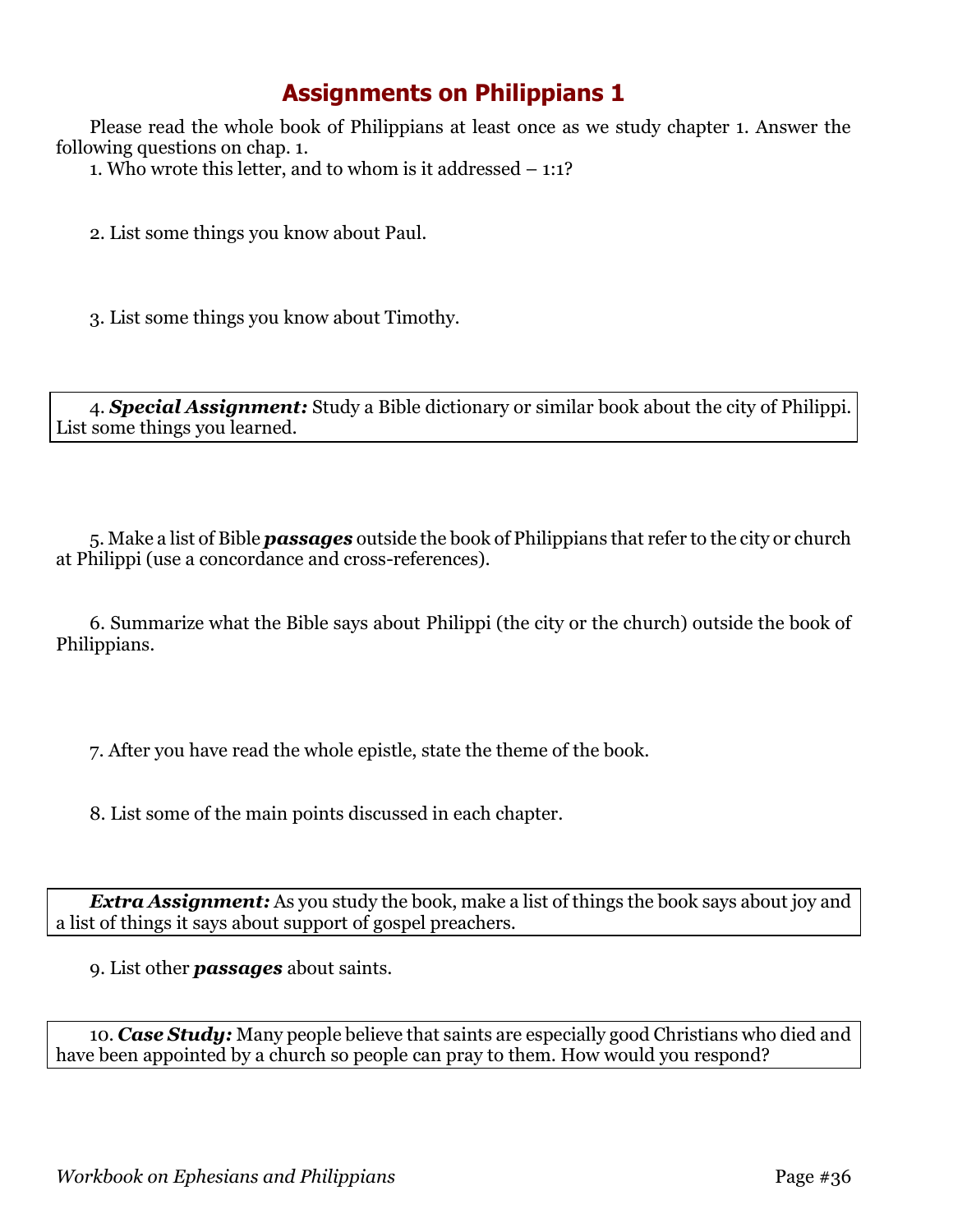# Assignments on Philippians 1

Please read the whole book of Philippians at least once as we study chapter 1. Answer the following questions on chap. 1.

1. Who wrote this letter, and to whom is it addressed – 1:1?

2. List some things you know about Paul.

3. List some things you know about Timothy.

4. ***Special Assignment:*** Study a Bible dictionary or similar book about the city of Philippi. List some things you learned.

5. Make a list of Bible ***passages*** outside the book of Philippians that refer to the city or church at Philippi (use a concordance and cross-references).

6. Summarize what the Bible says about Philippi (the city or the church) outside the book of Philippians.

7. After you have read the whole epistle, state the theme of the book.

8. List some of the main points discussed in each chapter.

***Extra Assignment:*** As you study the book, make a list of things the book says about joy and a list of things it says about support of gospel preachers.

9. List other ***passages*** about saints.

10. ***Case Study:*** Many people believe that saints are especially good Christians who died and have been appointed by a church so people can pray to them. How would you respond?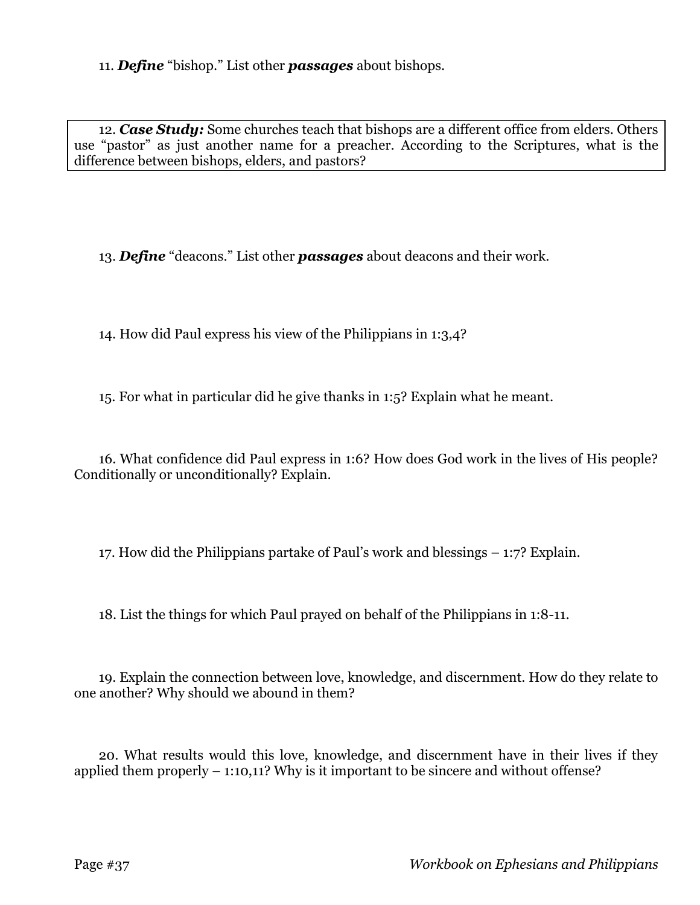11. ***Define*** "bishop." List other ***passages*** about bishops.

12. ***Case Study:*** Some churches teach that bishops are a different office from elders. Others use "pastor" as just another name for a preacher. According to the Scriptures, what is the difference between bishops, elders, and pastors?

13. ***Define*** "deacons." List other ***passages*** about deacons and their work.

14. How did Paul express his view of the Philippians in 1:3,4?

15. For what in particular did he give thanks in 1:5? Explain what he meant.

16. What confidence did Paul express in 1:6? How does God work in the lives of His people? Conditionally or unconditionally? Explain.

17. How did the Philippians partake of Paul's work and blessings – 1:7? Explain.

18. List the things for which Paul prayed on behalf of the Philippians in 1:8-11.

19. Explain the connection between love, knowledge, and discernment. How do they relate to one another? Why should we abound in them?

20. What results would this love, knowledge, and discernment have in their lives if they applied them properly – 1:10,11? Why is it important to be sincere and without offense?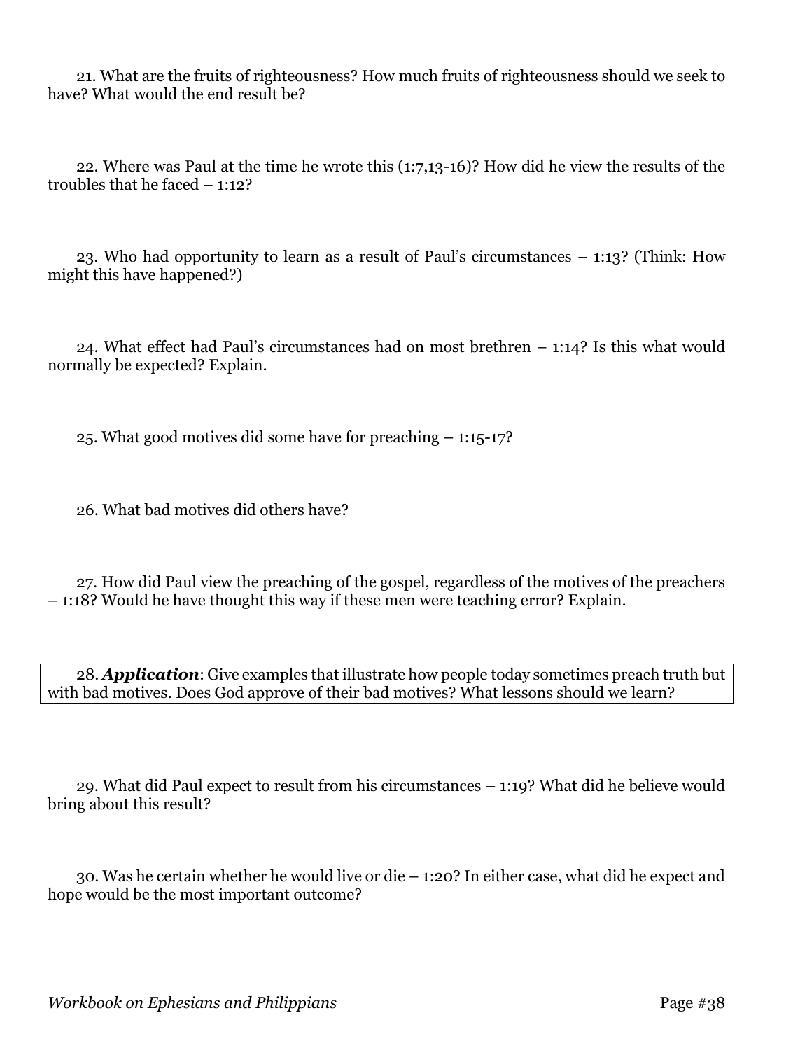21. What are the fruits of righteousness? How much fruits of righteousness should we seek to have? What would the end result be?

22. Where was Paul at the time he wrote this (1:7,13-16)? How did he view the results of the troubles that he faced – 1:12?

23. Who had opportunity to learn as a result of Paul's circumstances – 1:13? (Think: How might this have happened?)

24. What effect had Paul's circumstances had on most brethren – 1:14? Is this what would normally be expected? Explain.

25. What good motives did some have for preaching – 1:15-17?

26. What bad motives did others have?

27. How did Paul view the preaching of the gospel, regardless of the motives of the preachers – 1:18? Would he have thought this way if these men were teaching error? Explain.

28. ***Application***: Give examples that illustrate how people today sometimes preach truth but with bad motives. Does God approve of their bad motives? What lessons should we learn?

29. What did Paul expect to result from his circumstances – 1:19? What did he believe would bring about this result?

30. Was he certain whether he would live or die – 1:20? In either case, what did he expect and hope would be the most important outcome?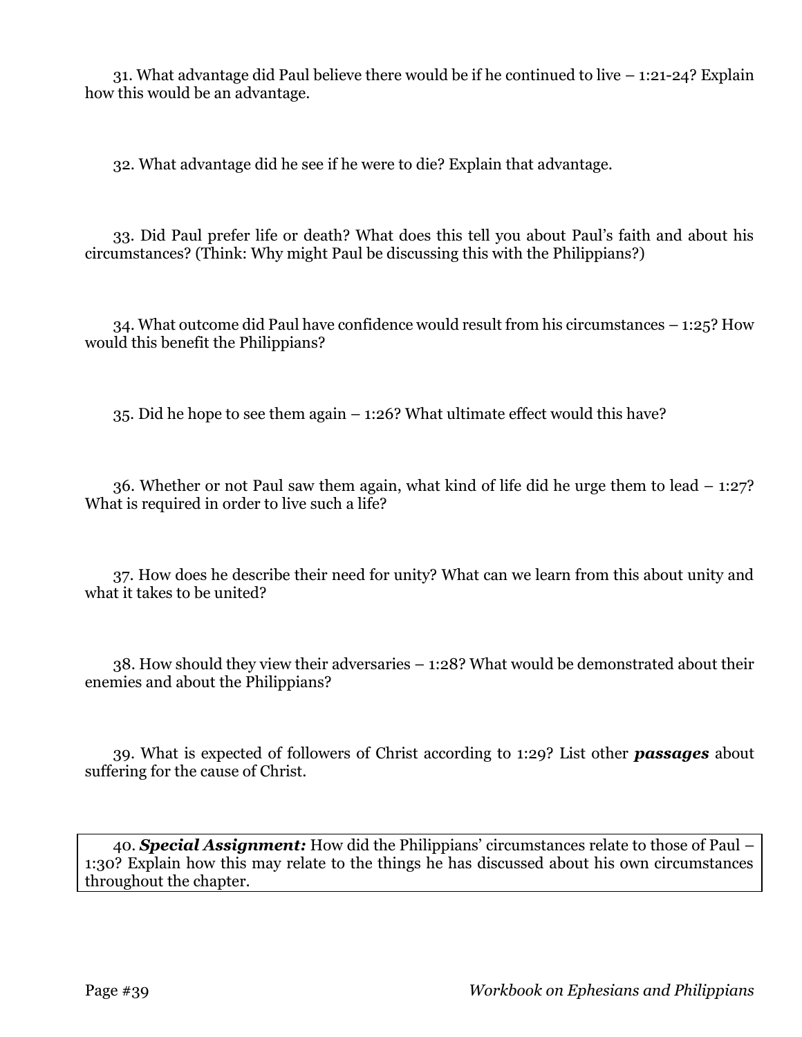31. What advantage did Paul believe there would be if he continued to live – 1:21-24? Explain how this would be an advantage.

32. What advantage did he see if he were to die? Explain that advantage.

33. Did Paul prefer life or death? What does this tell you about Paul's faith and about his circumstances? (Think: Why might Paul be discussing this with the Philippians?)

34. What outcome did Paul have confidence would result from his circumstances – 1:25? How would this benefit the Philippians?

35. Did he hope to see them again – 1:26? What ultimate effect would this have?

36. Whether or not Paul saw them again, what kind of life did he urge them to lead – 1:27? What is required in order to live such a life?

37. How does he describe their need for unity? What can we learn from this about unity and what it takes to be united?

38. How should they view their adversaries – 1:28? What would be demonstrated about their enemies and about the Philippians?

39. What is expected of followers of Christ according to 1:29? List other ***passages*** about suffering for the cause of Christ.

40. ***Special Assignment:*** How did the Philippians' circumstances relate to those of Paul – 1:30? Explain how this may relate to the things he has discussed about his own circumstances throughout the chapter.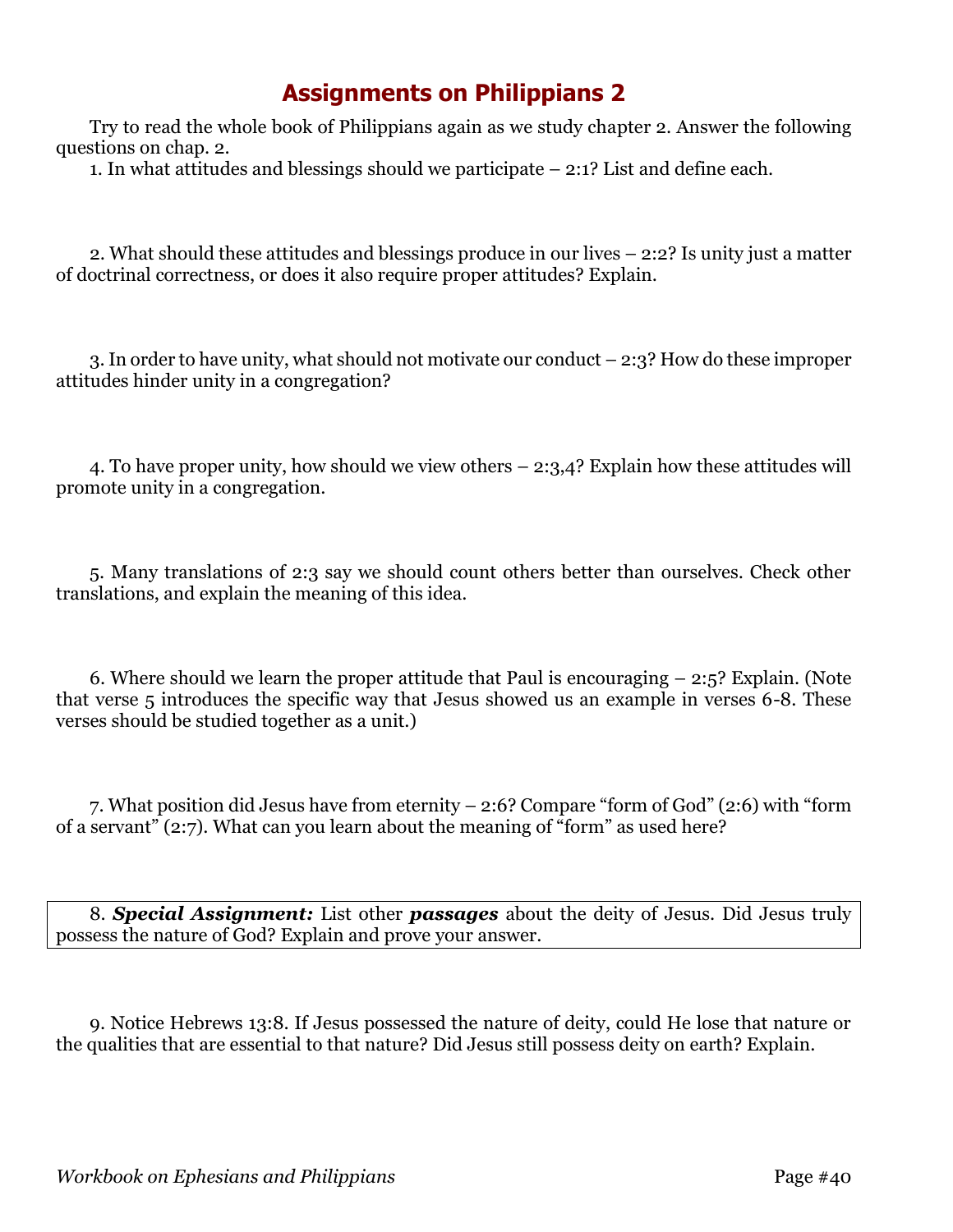# Assignments on Philippians 2

Try to read the whole book of Philippians again as we study chapter 2. Answer the following questions on chap. 2.

1. In what attitudes and blessings should we participate – 2:1? List and define each.

2. What should these attitudes and blessings produce in our lives – 2:2? Is unity just a matter of doctrinal correctness, or does it also require proper attitudes? Explain.

3. In order to have unity, what should not motivate our conduct – 2:3? How do these improper attitudes hinder unity in a congregation?

4. To have proper unity, how should we view others – 2:3,4? Explain how these attitudes will promote unity in a congregation.

5. Many translations of 2:3 say we should count others better than ourselves. Check other translations, and explain the meaning of this idea.

6. Where should we learn the proper attitude that Paul is encouraging – 2:5? Explain. (Note that verse 5 introduces the specific way that Jesus showed us an example in verses 6-8. These verses should be studied together as a unit.)

7. What position did Jesus have from eternity – 2:6? Compare "form of God" (2:6) with "form of a servant" (2:7). What can you learn about the meaning of "form" as used here?

8. ***Special Assignment:*** List other ***passages*** about the deity of Jesus. Did Jesus truly possess the nature of God? Explain and prove your answer.

9. Notice Hebrews 13:8. If Jesus possessed the nature of deity, could He lose that nature or the qualities that are essential to that nature? Did Jesus still possess deity on earth? Explain.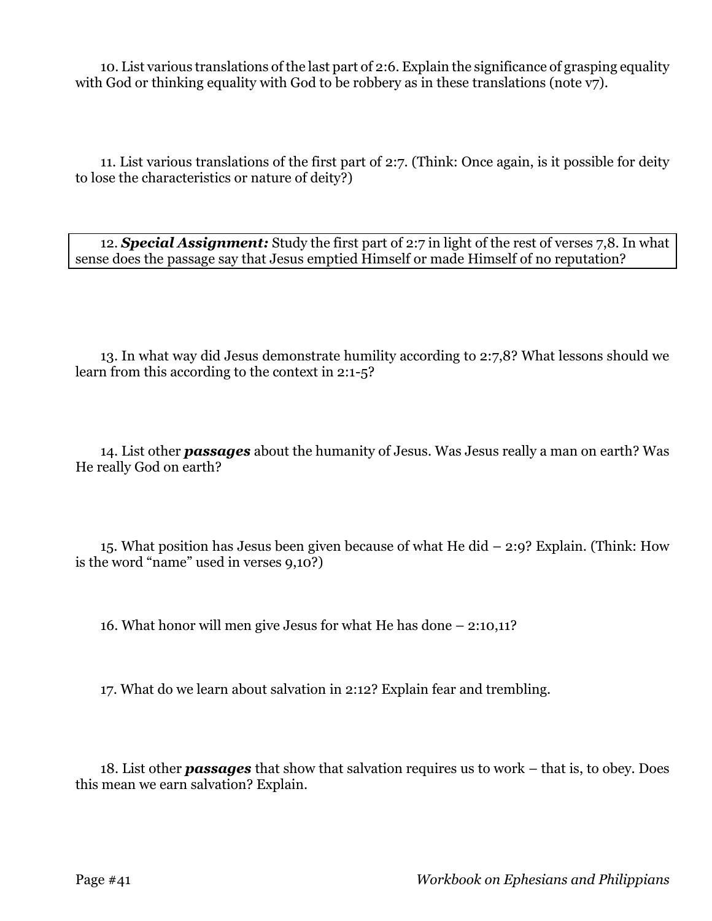10. List various translations of the last part of 2:6. Explain the significance of grasping equality with God or thinking equality with God to be robbery as in these translations (note v7).

11. List various translations of the first part of 2:7. (Think: Once again, is it possible for deity to lose the characteristics or nature of deity?)

12. ***Special Assignment:*** Study the first part of 2:7 in light of the rest of verses 7,8. In what sense does the passage say that Jesus emptied Himself or made Himself of no reputation?

13. In what way did Jesus demonstrate humility according to 2:7,8? What lessons should we learn from this according to the context in 2:1-5?

14. List other ***passages*** about the humanity of Jesus. Was Jesus really a man on earth? Was He really God on earth?

15. What position has Jesus been given because of what He did – 2:9? Explain. (Think: How is the word "name" used in verses 9,10?)

16. What honor will men give Jesus for what He has done – 2:10,11?

17. What do we learn about salvation in 2:12? Explain fear and trembling.

18. List other ***passages*** that show that salvation requires us to work – that is, to obey. Does this mean we earn salvation? Explain.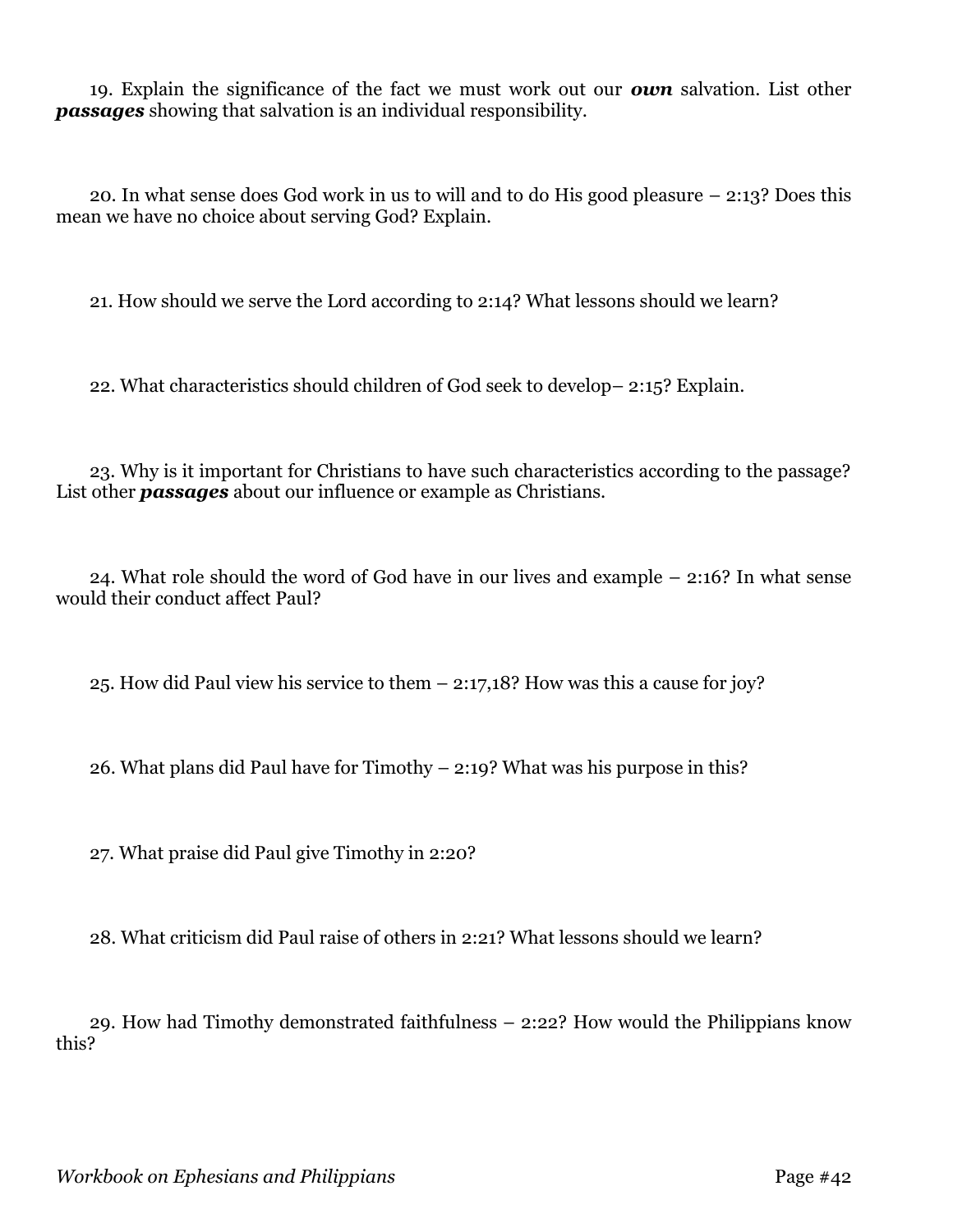19. Explain the significance of the fact we must work out our ***own*** salvation. List other ***passages*** showing that salvation is an individual responsibility.

20. In what sense does God work in us to will and to do His good pleasure – 2:13? Does this mean we have no choice about serving God? Explain.

21. How should we serve the Lord according to 2:14? What lessons should we learn?

22. What characteristics should children of God seek to develop– 2:15? Explain.

23. Why is it important for Christians to have such characteristics according to the passage? List other ***passages*** about our influence or example as Christians.

24. What role should the word of God have in our lives and example – 2:16? In what sense would their conduct affect Paul?

25. How did Paul view his service to them – 2:17,18? How was this a cause for joy?

26. What plans did Paul have for Timothy – 2:19? What was his purpose in this?

27. What praise did Paul give Timothy in 2:20?

28. What criticism did Paul raise of others in 2:21? What lessons should we learn?

29. How had Timothy demonstrated faithfulness – 2:22? How would the Philippians know this?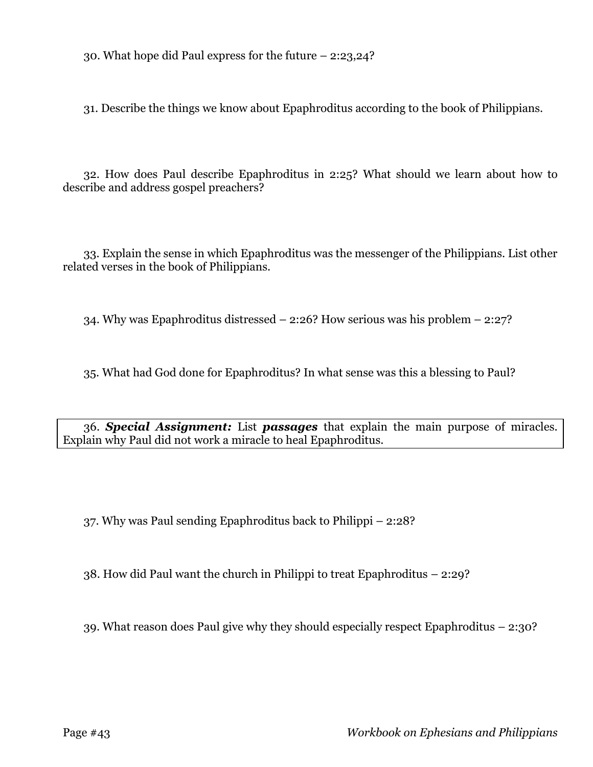30. What hope did Paul express for the future – 2:23,24?

31. Describe the things we know about Epaphroditus according to the book of Philippians.

32. How does Paul describe Epaphroditus in 2:25? What should we learn about how to describe and address gospel preachers?

33. Explain the sense in which Epaphroditus was the messenger of the Philippians. List other related verses in the book of Philippians.

34. Why was Epaphroditus distressed – 2:26? How serious was his problem – 2:27?

35. What had God done for Epaphroditus? In what sense was this a blessing to Paul?

36. ***Special Assignment:*** List ***passages*** that explain the main purpose of miracles. Explain why Paul did not work a miracle to heal Epaphroditus.

37. Why was Paul sending Epaphroditus back to Philippi – 2:28?

38. How did Paul want the church in Philippi to treat Epaphroditus – 2:29?

39. What reason does Paul give why they should especially respect Epaphroditus – 2:30?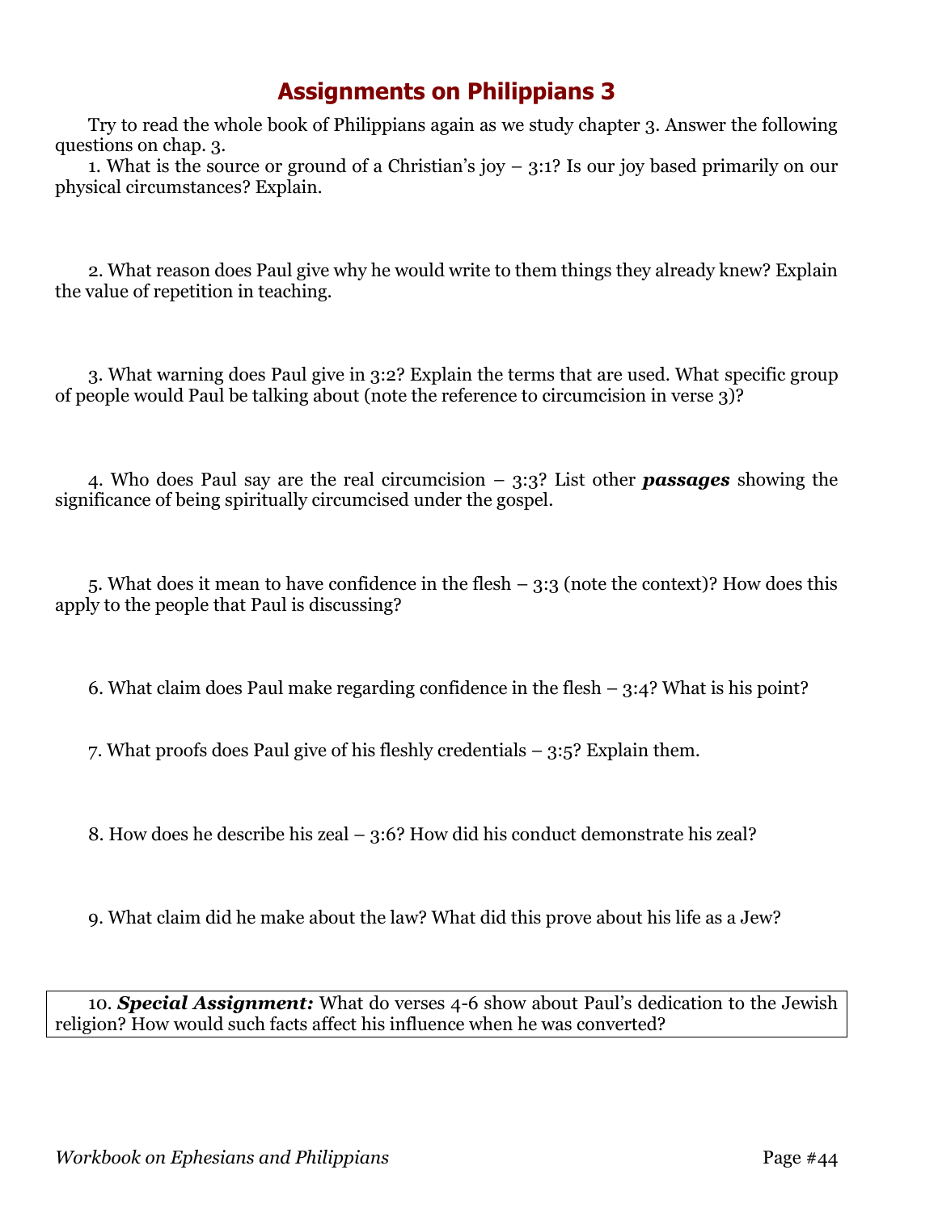# Assignments on Philippians 3

Try to read the whole book of Philippians again as we study chapter 3. Answer the following questions on chap. 3.

1. What is the source or ground of a Christian's joy – 3:1? Is our joy based primarily on our physical circumstances? Explain.

2. What reason does Paul give why he would write to them things they already knew? Explain the value of repetition in teaching.

3. What warning does Paul give in 3:2? Explain the terms that are used. What specific group of people would Paul be talking about (note the reference to circumcision in verse 3)?

4. Who does Paul say are the real circumcision – 3:3? List other ***passages*** showing the significance of being spiritually circumcised under the gospel.

5. What does it mean to have confidence in the flesh – 3:3 (note the context)? How does this apply to the people that Paul is discussing?

6. What claim does Paul make regarding confidence in the flesh – 3:4? What is his point?

7. What proofs does Paul give of his fleshly credentials – 3:5? Explain them.

8. How does he describe his zeal – 3:6? How did his conduct demonstrate his zeal?

9. What claim did he make about the law? What did this prove about his life as a Jew?

10. ***Special Assignment:*** What do verses 4-6 show about Paul's dedication to the Jewish religion? How would such facts affect his influence when he was converted?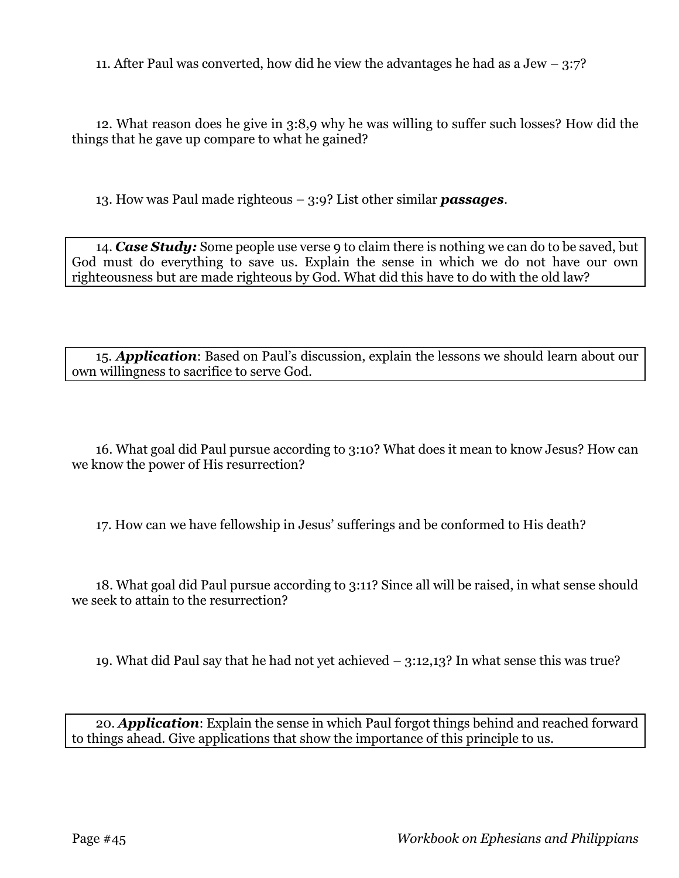11. After Paul was converted, how did he view the advantages he had as a Jew – 3:7?

12. What reason does he give in 3:8,9 why he was willing to suffer such losses? How did the things that he gave up compare to what he gained?

13. How was Paul made righteous – 3:9? List other similar ***passages***.

14. ***Case Study:*** Some people use verse 9 to claim there is nothing we can do to be saved, but God must do everything to save us. Explain the sense in which we do not have our own righteousness but are made righteous by God. What did this have to do with the old law?

15. ***Application***: Based on Paul's discussion, explain the lessons we should learn about our own willingness to sacrifice to serve God.

16. What goal did Paul pursue according to 3:10? What does it mean to know Jesus? How can we know the power of His resurrection?

17. How can we have fellowship in Jesus' sufferings and be conformed to His death?

18. What goal did Paul pursue according to 3:11? Since all will be raised, in what sense should we seek to attain to the resurrection?

19. What did Paul say that he had not yet achieved – 3:12,13? In what sense this was true?

20. ***Application***: Explain the sense in which Paul forgot things behind and reached forward to things ahead. Give applications that show the importance of this principle to us.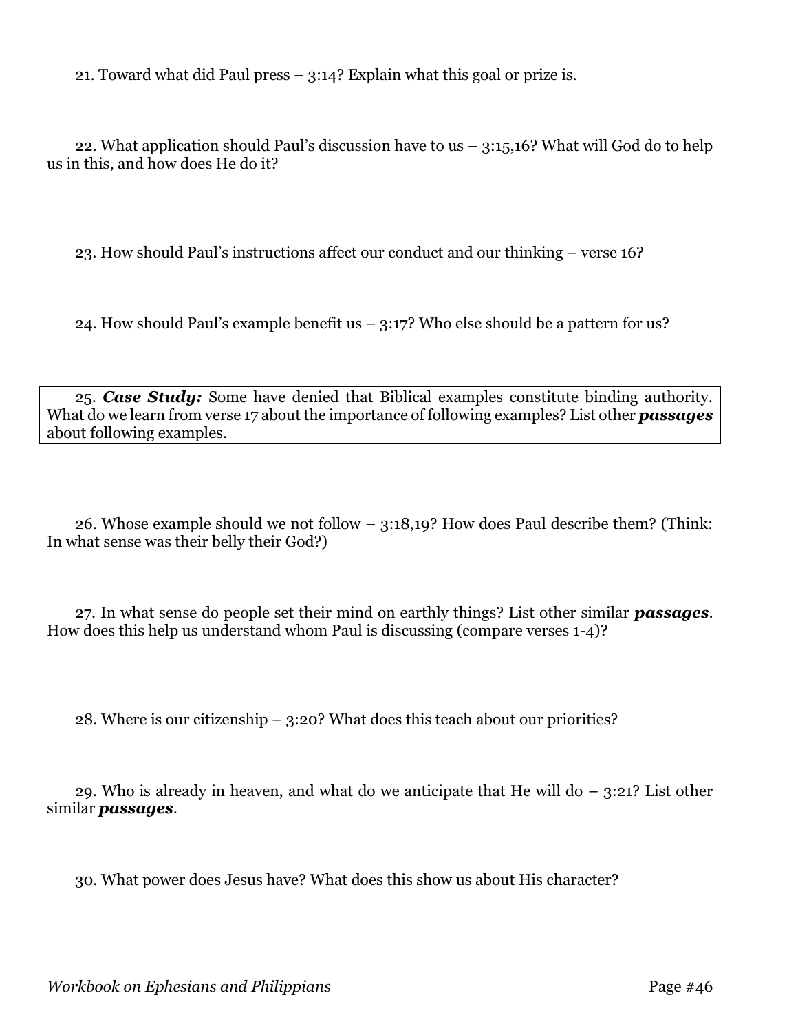21. Toward what did Paul press – 3:14? Explain what this goal or prize is.

22. What application should Paul's discussion have to us – 3:15,16? What will God do to help us in this, and how does He do it?

23. How should Paul's instructions affect our conduct and our thinking – verse 16?

24. How should Paul's example benefit us – 3:17? Who else should be a pattern for us?

25. ***Case Study:*** Some have denied that Biblical examples constitute binding authority. What do we learn from verse 17 about the importance of following examples? List other ***passages*** about following examples.

26. Whose example should we not follow – 3:18,19? How does Paul describe them? (Think: In what sense was their belly their God?)

27. In what sense do people set their mind on earthly things? List other similar ***passages***. How does this help us understand whom Paul is discussing (compare verses 1-4)?

28. Where is our citizenship – 3:20? What does this teach about our priorities?

29. Who is already in heaven, and what do we anticipate that He will do – 3:21? List other similar ***passages***.

30. What power does Jesus have? What does this show us about His character?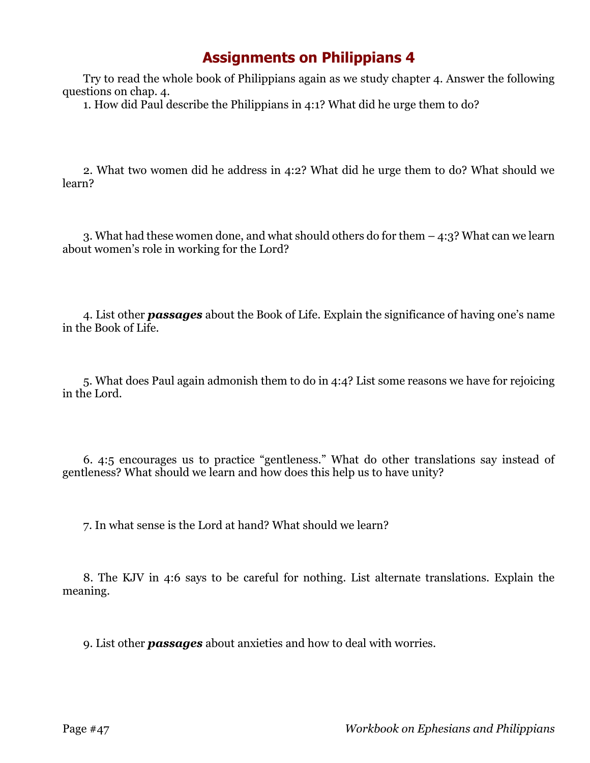# Assignments on Philippians 4

Try to read the whole book of Philippians again as we study chapter 4. Answer the following questions on chap. 4.

1. How did Paul describe the Philippians in 4:1? What did he urge them to do?

2. What two women did he address in 4:2? What did he urge them to do? What should we learn?

3. What had these women done, and what should others do for them – 4:3? What can we learn about women's role in working for the Lord?

4. List other ***passages*** about the Book of Life. Explain the significance of having one's name in the Book of Life.

5. What does Paul again admonish them to do in 4:4? List some reasons we have for rejoicing in the Lord.

6. 4:5 encourages us to practice "gentleness." What do other translations say instead of gentleness? What should we learn and how does this help us to have unity?

7. In what sense is the Lord at hand? What should we learn?

8. The KJV in 4:6 says to be careful for nothing. List alternate translations. Explain the meaning.

9. List other ***passages*** about anxieties and how to deal with worries.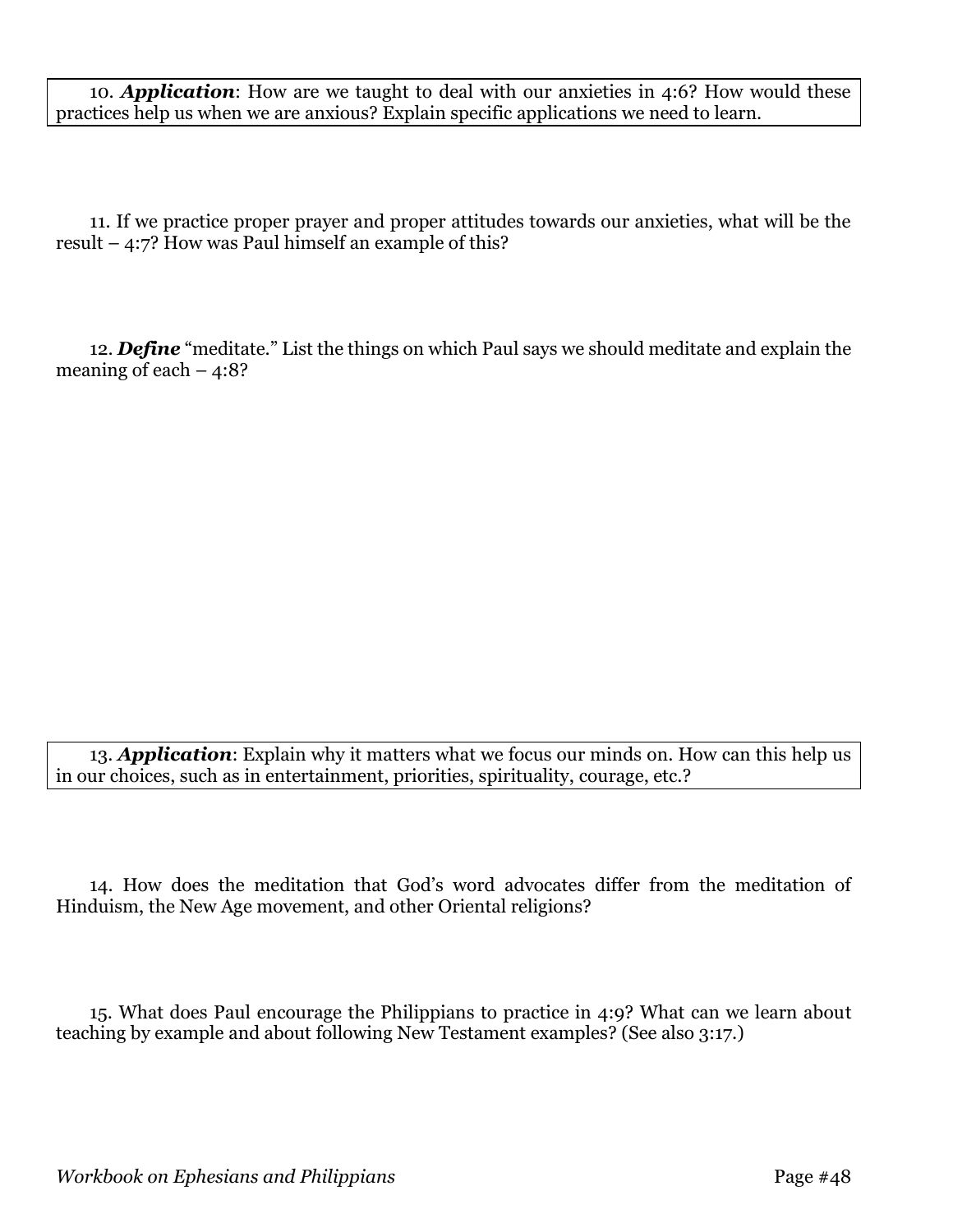10. ***Application***: How are we taught to deal with our anxieties in 4:6? How would these practices help us when we are anxious? Explain specific applications we need to learn.

11. If we practice proper prayer and proper attitudes towards our anxieties, what will be the result – 4:7? How was Paul himself an example of this?

12. ***Define*** "meditate." List the things on which Paul says we should meditate and explain the meaning of each – 4:8?

13. ***Application***: Explain why it matters what we focus our minds on. How can this help us in our choices, such as in entertainment, priorities, spirituality, courage, etc.?

14. How does the meditation that God's word advocates differ from the meditation of Hinduism, the New Age movement, and other Oriental religions?

15. What does Paul encourage the Philippians to practice in 4:9? What can we learn about teaching by example and about following New Testament examples? (See also 3:17.)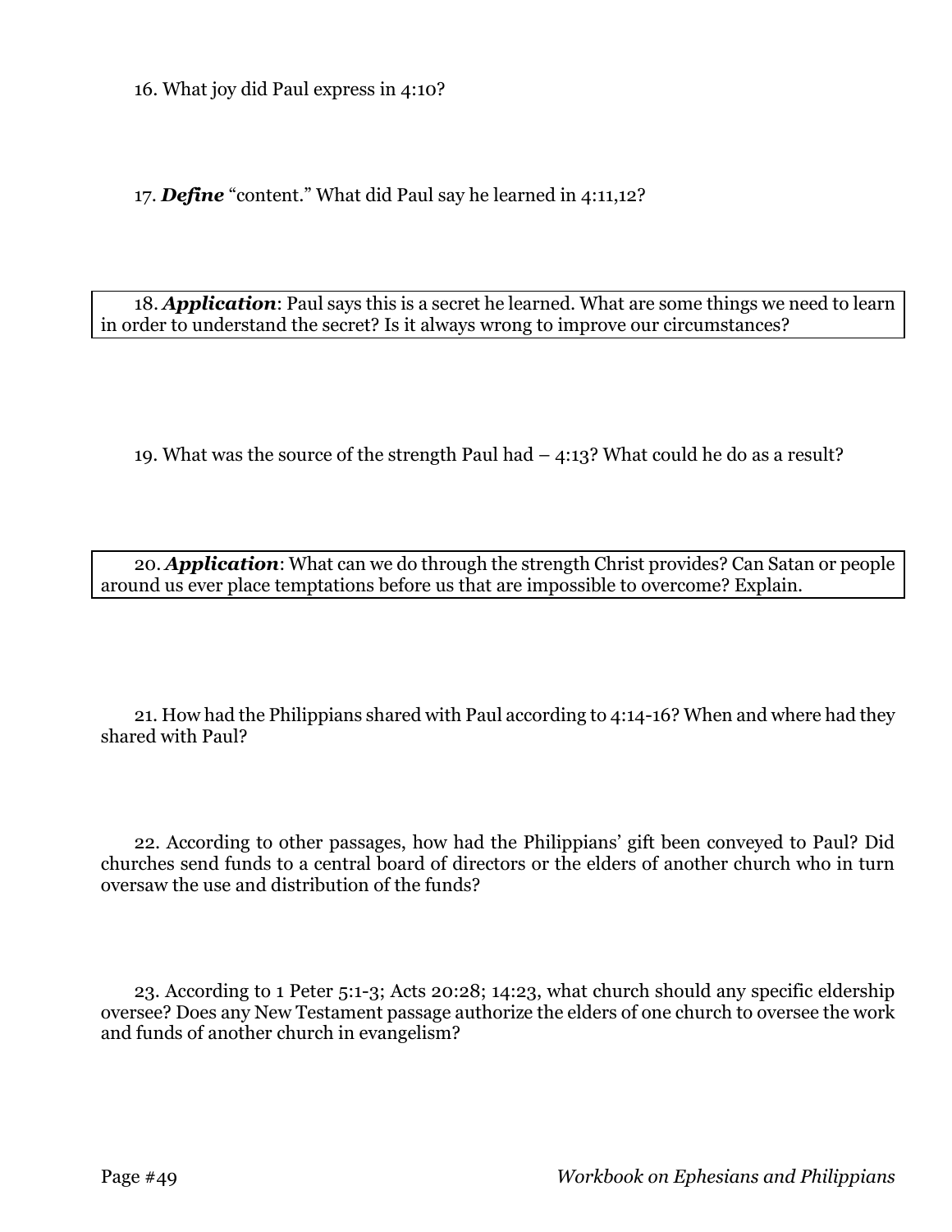16. What joy did Paul express in 4:10?

17. ***Define*** "content." What did Paul say he learned in 4:11,12?

18. ***Application***: Paul says this is a secret he learned. What are some things we need to learn in order to understand the secret? Is it always wrong to improve our circumstances?

19. What was the source of the strength Paul had – 4:13? What could he do as a result?

20. ***Application***: What can we do through the strength Christ provides? Can Satan or people around us ever place temptations before us that are impossible to overcome? Explain.

21. How had the Philippians shared with Paul according to 4:14-16? When and where had they shared with Paul?

22. According to other passages, how had the Philippians' gift been conveyed to Paul? Did churches send funds to a central board of directors or the elders of another church who in turn oversaw the use and distribution of the funds?

23. According to 1 Peter 5:1-3; Acts 20:28; 14:23, what church should any specific eldership oversee? Does any New Testament passage authorize the elders of one church to oversee the work and funds of another church in evangelism?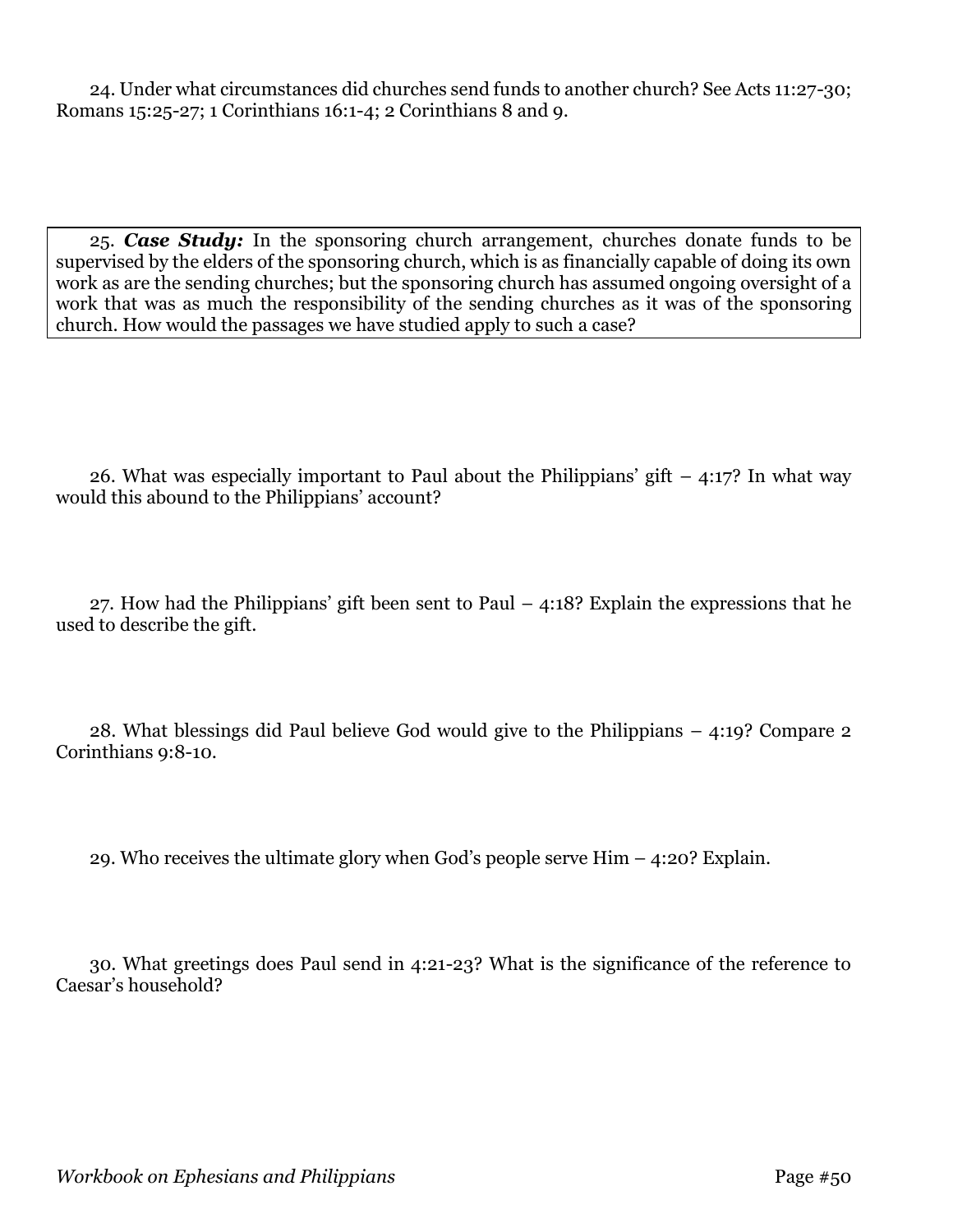24. Under what circumstances did churches send funds to another church? See Acts 11:27-30; Romans 15:25-27; 1 Corinthians 16:1-4; 2 Corinthians 8 and 9.

25. ***Case Study:*** In the sponsoring church arrangement, churches donate funds to be supervised by the elders of the sponsoring church, which is as financially capable of doing its own work as are the sending churches; but the sponsoring church has assumed ongoing oversight of a work that was as much the responsibility of the sending churches as it was of the sponsoring church. How would the passages we have studied apply to such a case?

26. What was especially important to Paul about the Philippians' gift – 4:17? In what way would this abound to the Philippians' account?

27. How had the Philippians' gift been sent to Paul – 4:18? Explain the expressions that he used to describe the gift.

28. What blessings did Paul believe God would give to the Philippians – 4:19? Compare 2 Corinthians 9:8-10.

29. Who receives the ultimate glory when God's people serve Him – 4:20? Explain.

30. What greetings does Paul send in 4:21-23? What is the significance of the reference to Caesar's household?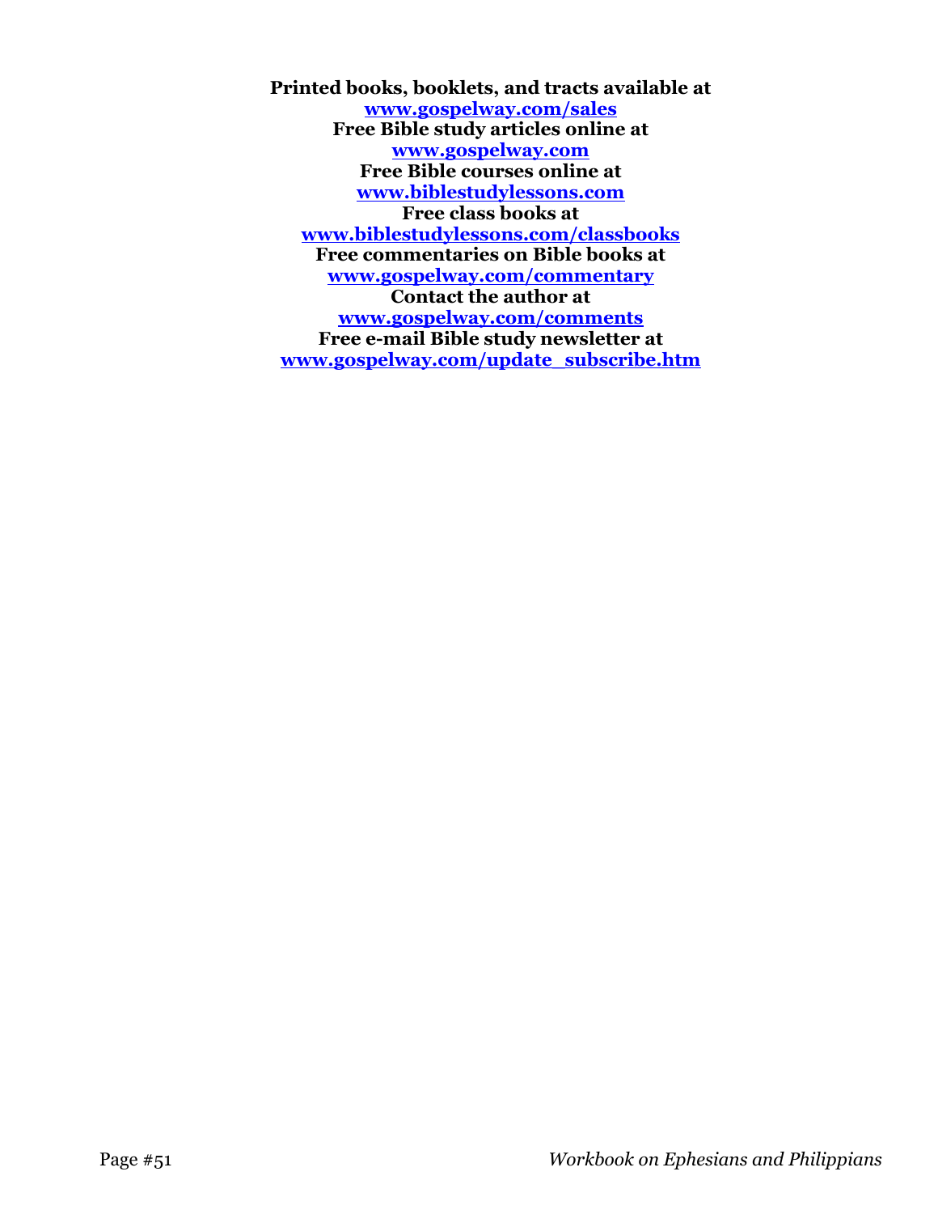**Printed books, booklets, and tracts available at**
**www.gospelway.com/sales**
**Free Bible study articles online at**
**www.gospelway.com**
**Free Bible courses online at**
**www.biblestudylessons.com**
**Free class books at**
**www.biblestudylessons.com/classbooks**
**Free commentaries on Bible books at**
**www.gospelway.com/commentary**
**Contact the author at**
**www.gospelway.com/comments**
**Free e-mail Bible study newsletter at**
**www.gospelway.com/update_subscribe.htm**